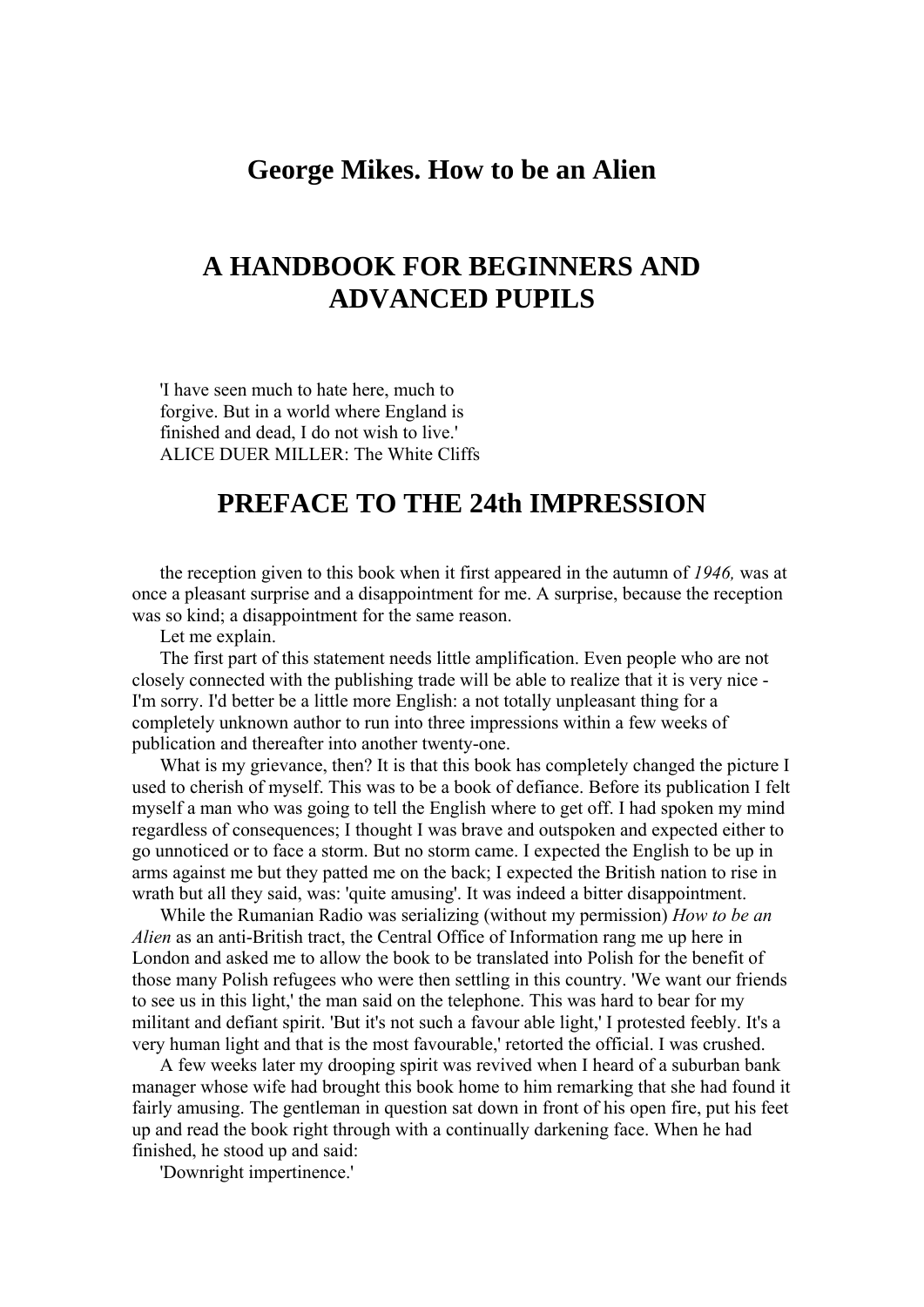# George Mikes. How to be an Alien

# A HANDBOOK FOR BEGINNERS AND ADVANCED PUPILS

> 'I have seen much to hate here, much to forgive. But in a world where England is finished and dead, I do not wish to live.'
> ALICE DUER MILLER: The White Cliffs

## PREFACE TO THE 24th IMPRESSION

the reception given to this book when it first appeared in the autumn of *1946,* was at once a pleasant surprise and a disappointment for me. A surprise, because the reception was so kind; a disappointment for the same reason.

Let me explain.

The first part of this statement needs little amplification. Even people who are not closely connected with the publishing trade will be able to realize that it is very nice - I'm sorry. I'd better be a little more English: a not totally unpleasant thing for a completely unknown author to run into three impressions within a few weeks of publication and thereafter into another twenty-one.

What is my grievance, then? It is that this book has completely changed the picture I used to cherish of myself. This was to be a book of defiance. Before its publication I felt myself a man who was going to tell the English where to get off. I had spoken my mind regardless of consequences; I thought I was brave and outspoken and expected either to go unnoticed or to face a storm. But no storm came. I expected the English to be up in arms against me but they patted me on the back; I expected the British nation to rise in wrath but all they said, was: 'quite amusing'. It was indeed a bitter disappointment.

While the Rumanian Radio was serializing (without my permission) *How to be an Alien* as an anti-British tract, the Central Office of Information rang me up here in London and asked me to allow the book to be translated into Polish for the benefit of those many Polish refugees who were then settling in this country. 'We want our friends to see us in this light,' the man said on the telephone. This was hard to bear for my militant and defiant spirit. 'But it's not such a favour able light,' I protested feebly. It's a very human light and that is the most favourable,' retorted the official. I was crushed.

A few weeks later my drooping spirit was revived when I heard of a suburban bank manager whose wife had brought this book home to him remarking that she had found it fairly amusing. The gentleman in question sat down in front of his open fire, put his feet up and read the book right through with a continually darkening face. When he had finished, he stood up and said:

'Downright impertinence.'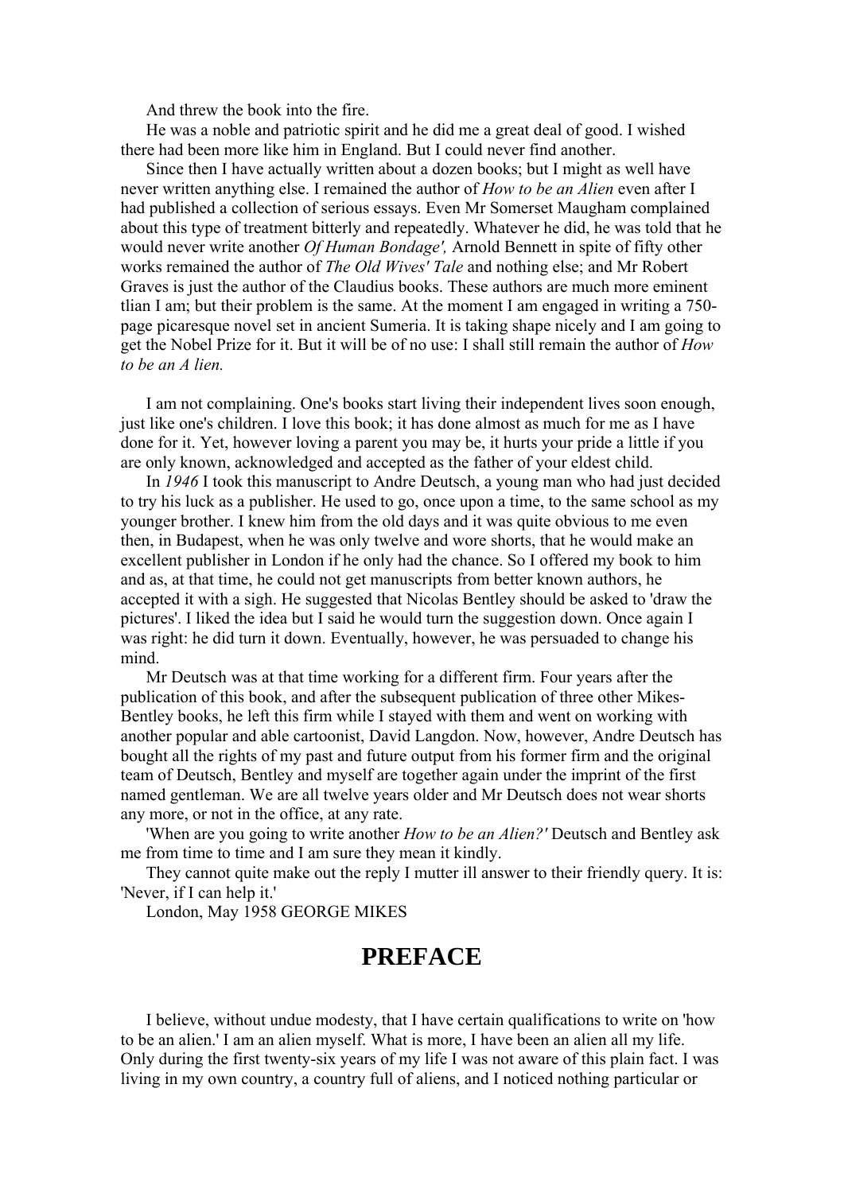And threw the book into the fire.

He was a noble and patriotic spirit and he did me a great deal of good. I wished there had been more like him in England. But I could never find another.

Since then I have actually written about a dozen books; but I might as well have never written anything else. I remained the author of *How to be an Alien* even after I had published a collection of serious essays. Even Mr Somerset Maugham complained about this type of treatment bitterly and repeatedly. Whatever he did, he was told that he would never write another *Of Human Bondage',* Arnold Bennett in spite of fifty other works remained the author of *The Old Wives' Tale* and nothing else; and Mr Robert Graves is just the author of the Claudius books. These authors are much more eminent tlian I am; but their problem is the same. At the moment I am engaged in writing a 750-page picaresque novel set in ancient Sumeria. It is taking shape nicely and I am going to get the Nobel Prize for it. But it will be of no use: I shall still remain the author of *How to be an A lien.*

I am not complaining. One's books start living their independent lives soon enough, just like one's children. I love this book; it has done almost as much for me as I have done for it. Yet, however loving a parent you may be, it hurts your pride a little if you are only known, acknowledged and accepted as the father of your eldest child.

In *1946* I took this manuscript to Andre Deutsch, a young man who had just decided to try his luck as a publisher. He used to go, once upon a time, to the same school as my younger brother. I knew him from the old days and it was quite obvious to me even then, in Budapest, when he was only twelve and wore shorts, that he would make an excellent publisher in London if he only had the chance. So I offered my book to him and as, at that time, he could not get manuscripts from better known authors, he accepted it with a sigh. He suggested that Nicolas Bentley should be asked to 'draw the pictures'. I liked the idea but I said he would turn the suggestion down. Once again I was right: he did turn it down. Eventually, however, he was persuaded to change his mind.

Mr Deutsch was at that time working for a different firm. Four years after the publication of this book, and after the subsequent publication of three other Mikes-Bentley books, he left this firm while I stayed with them and went on working with another popular and able cartoonist, David Langdon. Now, however, Andre Deutsch has bought all the rights of my past and future output from his former firm and the original team of Deutsch, Bentley and myself are together again under the imprint of the first named gentleman. We are all twelve years older and Mr Deutsch does not wear shorts any more, or not in the office, at any rate.

'When are you going to write another *How to be an Alien?'* Deutsch and Bentley ask me from time to time and I am sure they mean it kindly.

They cannot quite make out the reply I mutter ill answer to their friendly query. It is: 'Never, if I can help it.'

London, May 1958 GEORGE MIKES

# PREFACE

I believe, without undue modesty, that I have certain qualifications to write on 'how to be an alien.' I am an alien myself. What is more, I have been an alien all my life. Only during the first twenty-six years of my life I was not aware of this plain fact. I was living in my own country, a country full of aliens, and I noticed nothing particular or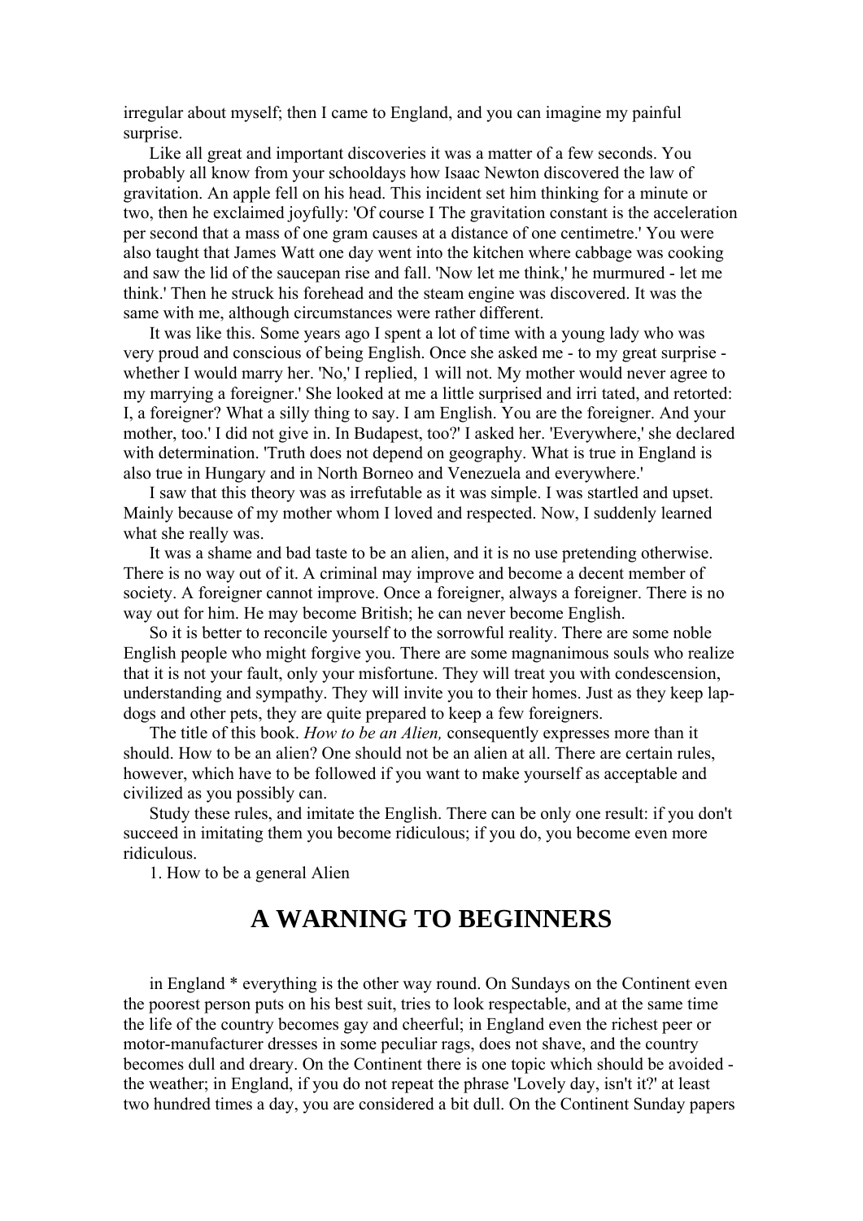irregular about myself; then I came to England, and you can imagine my painful surprise.

Like all great and important discoveries it was a matter of a few seconds. You probably all know from your schooldays how Isaac Newton discovered the law of gravitation. An apple fell on his head. This incident set him thinking for a minute or two, then he exclaimed joyfully: 'Of course I The gravitation constant is the acceleration per second that a mass of one gram causes at a distance of one centimetre.' You were also taught that James Watt one day went into the kitchen where cabbage was cooking and saw the lid of the saucepan rise and fall. 'Now let me think,' he murmured - let me think.' Then he struck his forehead and the steam engine was discovered. It was the same with me, although circumstances were rather different.

It was like this. Some years ago I spent a lot of time with a young lady who was very proud and conscious of being English. Once she asked me - to my great surprise - whether I would marry her. 'No,' I replied, 1 will not. My mother would never agree to my marrying a foreigner.' She looked at me a little surprised and irri tated, and retorted: I, a foreigner? What a silly thing to say. I am English. You are the foreigner. And your mother, too.' I did not give in. In Budapest, too?' I asked her. 'Everywhere,' she declared with determination. 'Truth does not depend on geography. What is true in England is also true in Hungary and in North Borneo and Venezuela and everywhere.'

I saw that this theory was as irrefutable as it was simple. I was startled and upset. Mainly because of my mother whom I loved and respected. Now, I suddenly learned what she really was.

It was a shame and bad taste to be an alien, and it is no use pretending otherwise. There is no way out of it. A criminal may improve and become a decent member of society. A foreigner cannot improve. Once a foreigner, always a foreigner. There is no way out for him. He may become British; he can never become English.

So it is better to reconcile yourself to the sorrowful reality. There are some noble English people who might forgive you. There are some magnanimous souls who realize that it is not your fault, only your misfortune. They will treat you with condescension, understanding and sympathy. They will invite you to their homes. Just as they keep lap-dogs and other pets, they are quite prepared to keep a few foreigners.

The title of this book. *How to be an Alien,* consequently expresses more than it should. How to be an alien? One should not be an alien at all. There are certain rules, however, which have to be followed if you want to make yourself as acceptable and civilized as you possibly can.

Study these rules, and imitate the English. There can be only one result: if you don't succeed in imitating them you become ridiculous; if you do, you become even more ridiculous.

1. How to be a general Alien

# A WARNING TO BEGINNERS

in England * everything is the other way round. On Sundays on the Continent even the poorest person puts on his best suit, tries to look respectable, and at the same time the life of the country becomes gay and cheerful; in England even the richest peer or motor-manufacturer dresses in some peculiar rags, does not shave, and the country becomes dull and dreary. On the Continent there is one topic which should be avoided - the weather; in England, if you do not repeat the phrase 'Lovely day, isn't it?' at least two hundred times a day, you are considered a bit dull. On the Continent Sunday papers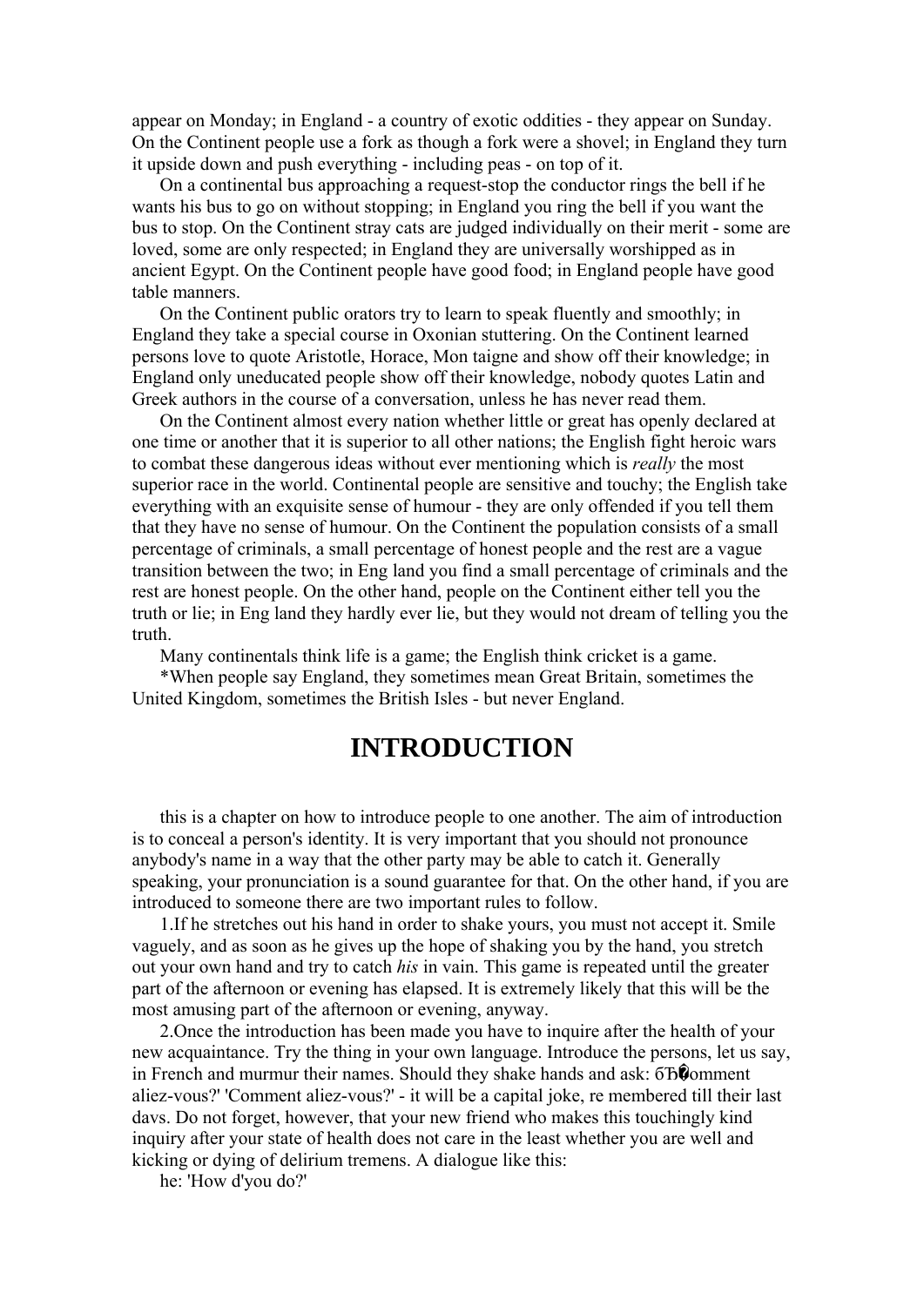appear on Monday; in England - a country of exotic oddities - they appear on Sunday. On the Continent people use a fork as though a fork were a shovel; in England they turn it upside down and push everything - including peas - on top of it.

On a continental bus approaching a request-stop the conductor rings the bell if he wants his bus to go on without stopping; in England you ring the bell if you want the bus to stop. On the Continent stray cats are judged individually on their merit - some are loved, some are only respected; in England they are universally worshipped as in ancient Egypt. On the Continent people have good food; in England people have good table manners.

On the Continent public orators try to learn to speak fluently and smoothly; in England they take a special course in Oxonian stuttering. On the Continent learned persons love to quote Aristotle, Horace, Mon taigne and show off their knowledge; in England only uneducated people show off their knowledge, nobody quotes Latin and Greek authors in the course of a conversation, unless he has never read them.

On the Continent almost every nation whether little or great has openly declared at one time or another that it is superior to all other nations; the English fight heroic wars to combat these dangerous ideas without ever mentioning which is *really* the most superior race in the world. Continental people are sensitive and touchy; the English take everything with an exquisite sense of humour - they are only offended if you tell them that they have no sense of humour. On the Continent the population consists of a small percentage of criminals, a small percentage of honest people and the rest are a vague transition between the two; in Eng land you find a small percentage of criminals and the rest are honest people. On the other hand, people on the Continent either tell you the truth or lie; in Eng land they hardly ever lie, but they would not dream of telling you the truth.

Many continentals think life is a game; the English think cricket is a game.

*When people say England, they sometimes mean Great Britain, sometimes the United Kingdom, sometimes the British Isles - but never England.

# INTRODUCTION

this is a chapter on how to introduce people to one another. The aim of introduction is to conceal a person's identity. It is very important that you should not pronounce anybody's name in a way that the other party may be able to catch it. Generally speaking, your pronunciation is a sound guarantee for that. On the other hand, if you are introduced to someone there are two important rules to follow.

1.If he stretches out his hand in order to shake yours, you must not accept it. Smile vaguely, and as soon as he gives up the hope of shaking you by the hand, you stretch out your own hand and try to catch *his* in vain. This game is repeated until the greater part of the afternoon or evening has elapsed. It is extremely likely that this will be the most amusing part of the afternoon or evening, anyway.

2.Once the introduction has been made you have to inquire after the health of your new acquaintance. Try the thing in your own language. Introduce the persons, let us say, in French and murmur their names. Should they shake hands and ask: бЂ�omment aliez-vous?' 'Comment aliez-vous?' - it will be a capital joke, re membered till their last davs. Do not forget, however, that your new friend who makes this touchingly kind inquiry after your state of health does not care in the least whether you are well and kicking or dying of delirium tremens. A dialogue like this:

he: 'How d'you do?'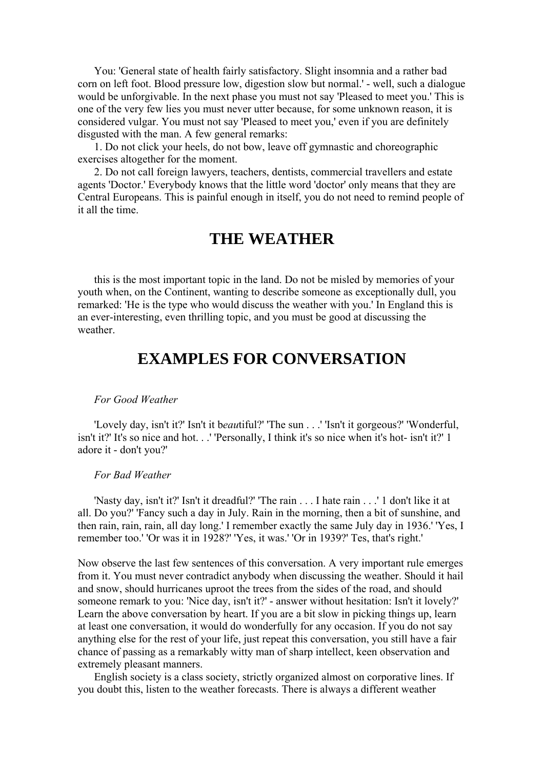You: 'General state of health fairly satisfactory. Slight insomnia and a rather bad corn on left foot. Blood pressure low, digestion slow but normal.' - well, such a dialogue would be unforgivable. In the next phase you must not say 'Pleased to meet you.' This is one of the very few lies you must never utter because, for some unknown reason, it is considered vulgar. You must not say 'Pleased to meet you,' even if you are definitely disgusted with the man. A few general remarks:

1. Do not click your heels, do not bow, leave off gymnastic and choreographic exercises altogether for the moment.

2. Do not call foreign lawyers, teachers, dentists, commercial travellers and estate agents 'Doctor.' Everybody knows that the little word 'doctor' only means that they are Central Europeans. This is painful enough in itself, you do not need to remind people of it all the time.

## THE WEATHER

this is the most important topic in the land. Do not be misled by memories of your youth when, on the Continent, wanting to describe someone as exceptionally dull, you remarked: 'He is the type who would discuss the weather with you.' In England this is an ever-interesting, even thrilling topic, and you must be good at discussing the weather.

## EXAMPLES FOR CONVERSATION

*For Good Weather*

'Lovely day, isn't it?' Isn't it b*eau*tiful?' 'The sun . . .' 'Isn't it gorgeous?' 'Wonderful, isn't it?' It's so nice and hot. . .' 'Personally, I think it's so nice when it's hot- isn't it?' 1 adore it - don't you?'

*For Bad Weather*

'Nasty day, isn't it?' Isn't it dreadful?' 'The rain . . . I hate rain . . .' 1 don't like it at all. Do you?' 'Fancy such a day in July. Rain in the morning, then a bit of sunshine, and then rain, rain, rain, all day long.' I remember exactly the same July day in 1936.' 'Yes, I remember too.' 'Or was it in 1928?' 'Yes, it was.' 'Or in 1939?' Tes, that's right.'

Now observe the last few sentences of this conversation. A very important rule emerges from it. You must never contradict anybody when discussing the weather. Should it hail and snow, should hurricanes uproot the trees from the sides of the road, and should someone remark to you: 'Nice day, isn't it?' - answer without hesitation: Isn't it lovely?' Learn the above conversation by heart. If you are a bit slow in picking things up, learn at least one conversation, it would do wonderfully for any occasion. If you do not say anything else for the rest of your life, just repeat this conversation, you still have a fair chance of passing as a remarkably witty man of sharp intellect, keen observation and extremely pleasant manners.

English society is a class society, strictly organized almost on corporative lines. If you doubt this, listen to the weather forecasts. There is always a different weather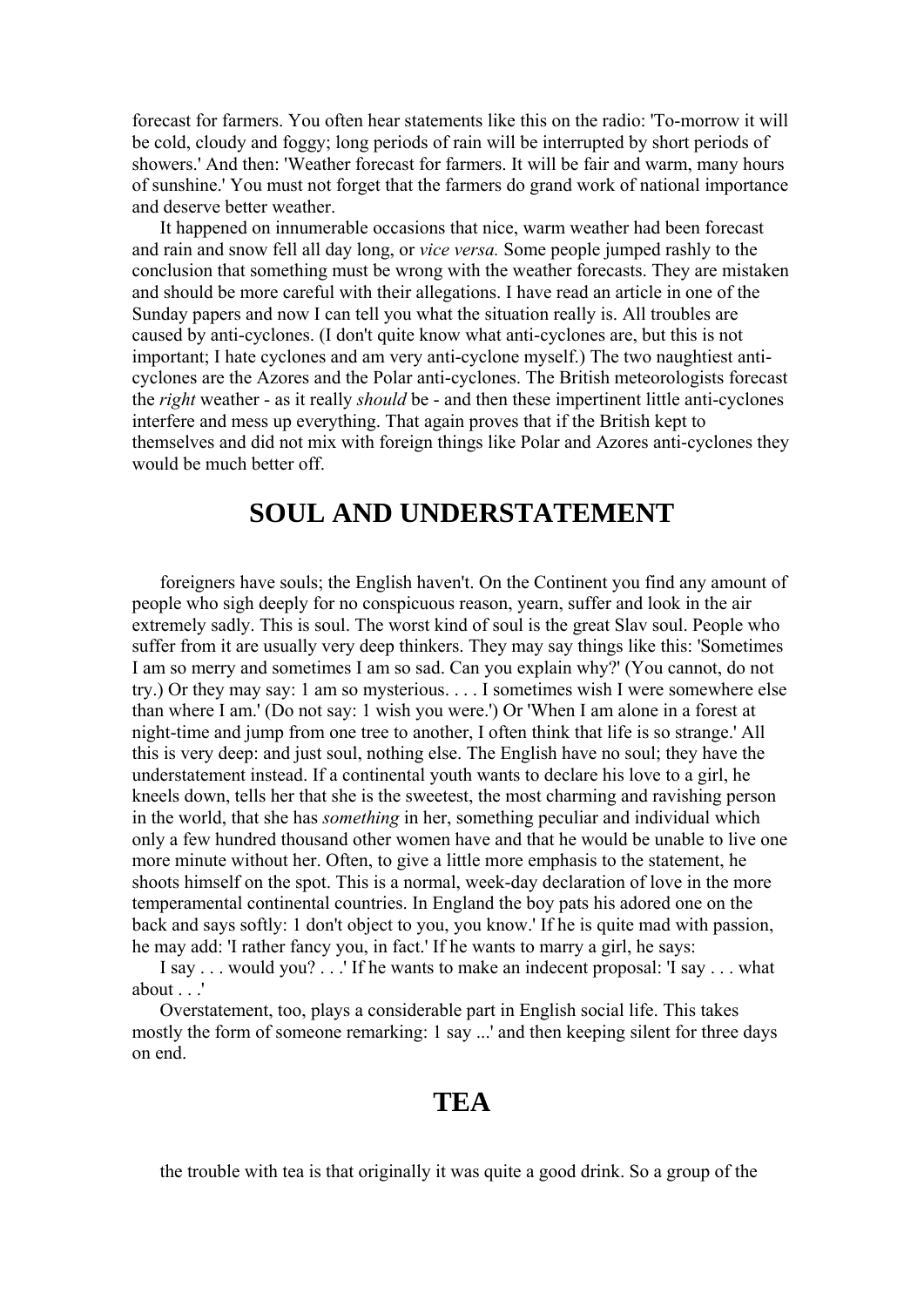forecast for farmers. You often hear statements like this on the radio: 'To-morrow it will be cold, cloudy and foggy; long periods of rain will be interrupted by short periods of showers.' And then: 'Weather forecast for farmers. It will be fair and warm, many hours of sunshine.' You must not forget that the farmers do grand work of national importance and deserve better weather.

It happened on innumerable occasions that nice, warm weather had been forecast and rain and snow fell all day long, or *vice versa.* Some people jumped rashly to the conclusion that something must be wrong with the weather forecasts. They are mistaken and should be more careful with their allegations. I have read an article in one of the Sunday papers and now I can tell you what the situation really is. All troubles are caused by anti-cyclones. (I don't quite know what anti-cyclones are, but this is not important; I hate cyclones and am very anti-cyclone myself.) The two naughtiest anti-cyclones are the Azores and the Polar anti-cyclones. The British meteorologists forecast the *right* weather - as it really *should* be - and then these impertinent little anti-cyclones interfere and mess up everything. That again proves that if the British kept to themselves and did not mix with foreign things like Polar and Azores anti-cyclones they would be much better off.

## SOUL AND UNDERSTATEMENT

foreigners have souls; the English haven't. On the Continent you find any amount of people who sigh deeply for no conspicuous reason, yearn, suffer and look in the air extremely sadly. This is soul. The worst kind of soul is the great Slav soul. People who suffer from it are usually very deep thinkers. They may say things like this: 'Sometimes I am so merry and sometimes I am so sad. Can you explain why?' (You cannot, do not try.) Or they may say: 1 am so mysterious. . . . I sometimes wish I were somewhere else than where I am.' (Do not say: 1 wish you were.') Or 'When I am alone in a forest at night-time and jump from one tree to another, I often think that life is so strange.' All this is very deep: and just soul, nothing else. The English have no soul; they have the understatement instead. If a continental youth wants to declare his love to a girl, he kneels down, tells her that she is the sweetest, the most charming and ravishing person in the world, that she has *something* in her, something peculiar and individual which only a few hundred thousand other women have and that he would be unable to live one more minute without her. Often, to give a little more emphasis to the statement, he shoots himself on the spot. This is a normal, week-day declaration of love in the more temperamental continental countries. In England the boy pats his adored one on the back and says softly: 1 don't object to you, you know.' If he is quite mad with passion, he may add: 'I rather fancy you, in fact.' If he wants to marry a girl, he says:

I say . . . would you? . . .' If he wants to make an indecent proposal: 'I say . . . what about . . .'

Overstatement, too, plays a considerable part in English social life. This takes mostly the form of someone remarking: 1 say ...' and then keeping silent for three days on end.

## TEA

the trouble with tea is that originally it was quite a good drink. So a group of the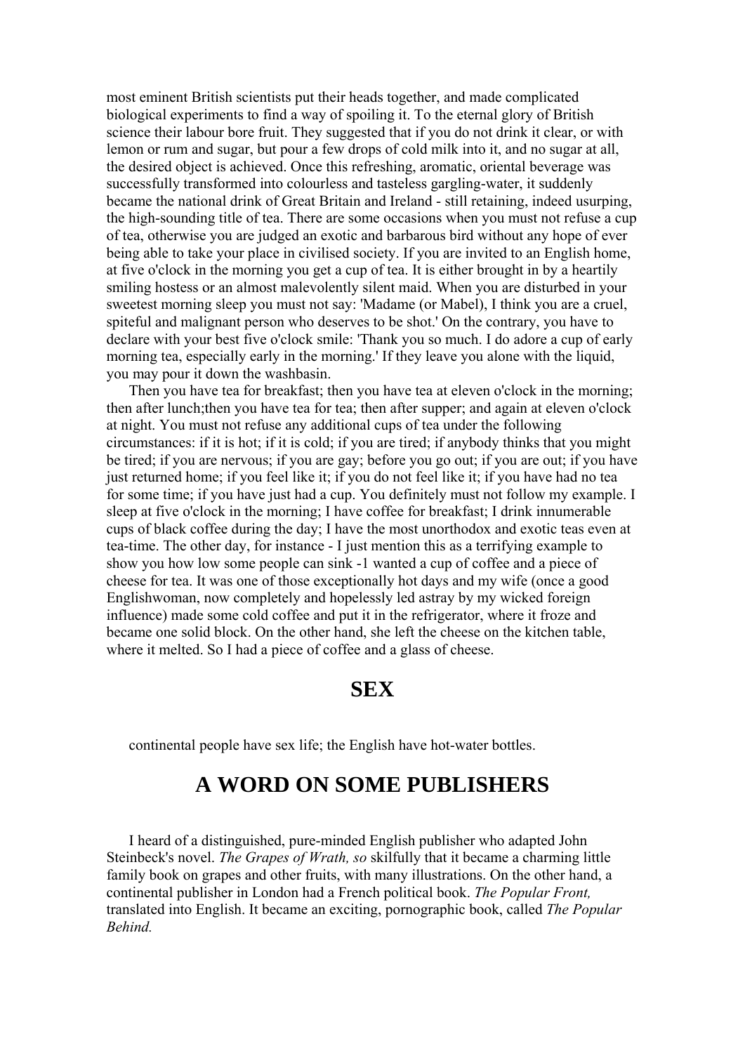most eminent British scientists put their heads together, and made complicated biological experiments to find a way of spoiling it. To the eternal glory of British science their labour bore fruit. They suggested that if you do not drink it clear, or with lemon or rum and sugar, but pour a few drops of cold milk into it, and no sugar at all, the desired object is achieved. Once this refreshing, aromatic, oriental beverage was successfully transformed into colourless and tasteless gargling-water, it suddenly became the national drink of Great Britain and Ireland - still retaining, indeed usurping, the high-sounding title of tea. There are some occasions when you must not refuse a cup of tea, otherwise you are judged an exotic and barbarous bird without any hope of ever being able to take your place in civilised society. If you are invited to an English home, at five o'clock in the morning you get a cup of tea. It is either brought in by a heartily smiling hostess or an almost malevolently silent maid. When you are disturbed in your sweetest morning sleep you must not say: 'Madame (or Mabel), I think you are a cruel, spiteful and malignant person who deserves to be shot.' On the contrary, you have to declare with your best five o'clock smile: 'Thank you so much. I do adore a cup of early morning tea, especially early in the morning.' If they leave you alone with the liquid, you may pour it down the washbasin.

Then you have tea for breakfast; then you have tea at eleven o'clock in the morning; then after lunch;then you have tea for tea; then after supper; and again at eleven o'clock at night. You must not refuse any additional cups of tea under the following circumstances: if it is hot; if it is cold; if you are tired; if anybody thinks that you might be tired; if you are nervous; if you are gay; before you go out; if you are out; if you have just returned home; if you feel like it; if you do not feel like it; if you have had no tea for some time; if you have just had a cup. You definitely must not follow my example. I sleep at five o'clock in the morning; I have coffee for breakfast; I drink innumerable cups of black coffee during the day; I have the most unorthodox and exotic teas even at tea-time. The other day, for instance - I just mention this as a terrifying example to show you how low some people can sink -1 wanted a cup of coffee and a piece of cheese for tea. It was one of those exceptionally hot days and my wife (once a good Englishwoman, now completely and hopelessly led astray by my wicked foreign influence) made some cold coffee and put it in the refrigerator, where it froze and became one solid block. On the other hand, she left the cheese on the kitchen table, where it melted. So I had a piece of coffee and a glass of cheese.

## SEX

continental people have sex life; the English have hot-water bottles.

## A WORD ON SOME PUBLISHERS

I heard of a distinguished, pure-minded English publisher who adapted John Steinbeck's novel. *The Grapes of Wrath, so* skilfully that it became a charming little family book on grapes and other fruits, with many illustrations. On the other hand, a continental publisher in London had a French political book. *The Popular Front,* translated into English. It became an exciting, pornographic book, called *The Popular Behind.*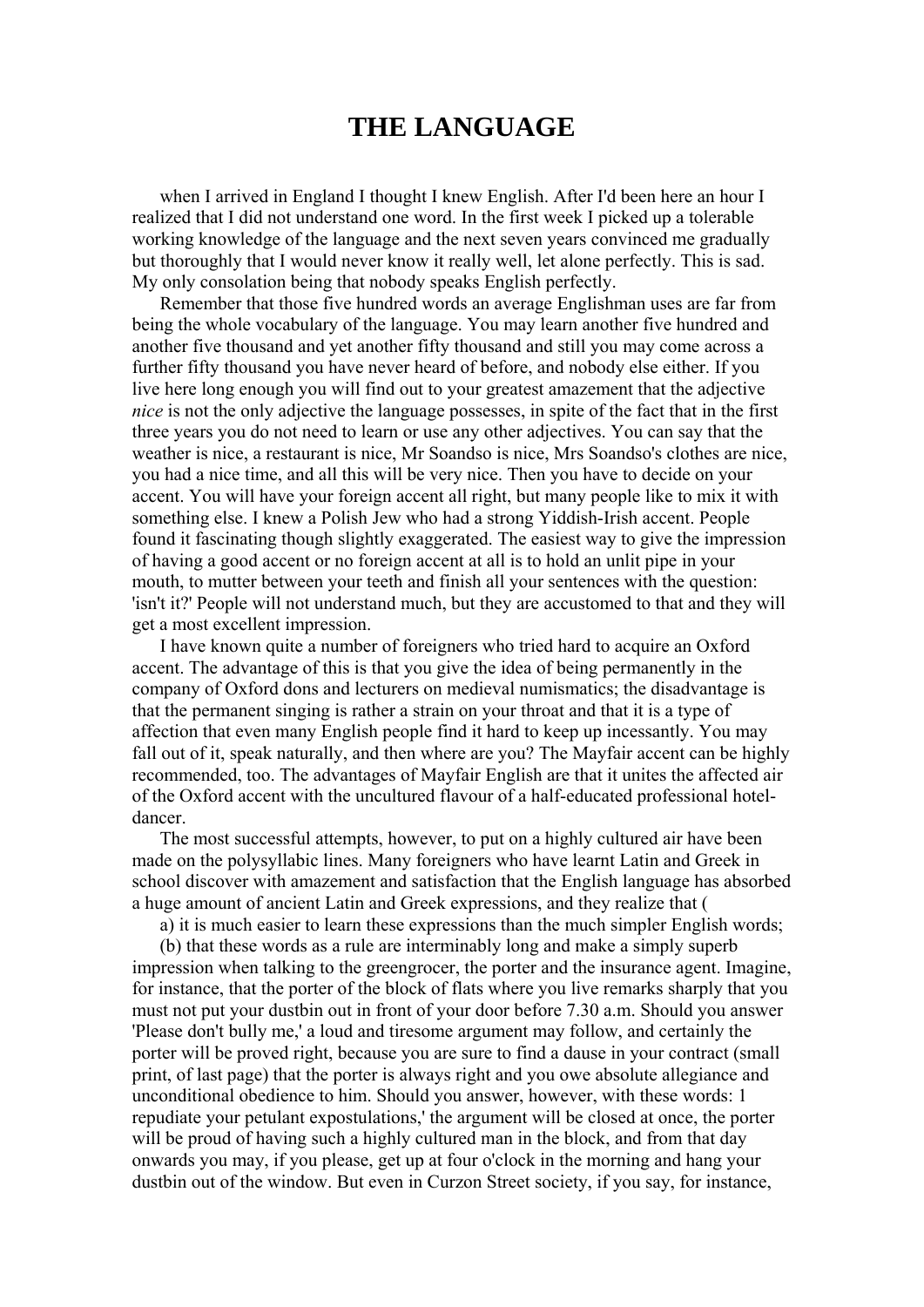# THE LANGUAGE

when I arrived in England I thought I knew English. After I'd been here an hour I realized that I did not understand one word. In the first week I picked up a tolerable working knowledge of the language and the next seven years convinced me gradually but thoroughly that I would never know it really well, let alone perfectly. This is sad. My only consolation being that nobody speaks English perfectly.

Remember that those five hundred words an average Englishman uses are far from being the whole vocabulary of the language. You may learn another five hundred and another five thousand and yet another fifty thousand and still you may come across a further fifty thousand you have never heard of before, and nobody else either. If you live here long enough you will find out to your greatest amazement that the adjective *nice* is not the only adjective the language possesses, in spite of the fact that in the first three years you do not need to learn or use any other adjectives. You can say that the weather is nice, a restaurant is nice, Mr Soandso is nice, Mrs Soandso's clothes are nice, you had a nice time, and all this will be very nice. Then you have to decide on your accent. You will have your foreign accent all right, but many people like to mix it with something else. I knew a Polish Jew who had a strong Yiddish-Irish accent. People found it fascinating though slightly exaggerated. The easiest way to give the impression of having a good accent or no foreign accent at all is to hold an unlit pipe in your mouth, to mutter between your teeth and finish all your sentences with the question: 'isn't it?' People will not understand much, but they are accustomed to that and they will get a most excellent impression.

I have known quite a number of foreigners who tried hard to acquire an Oxford accent. The advantage of this is that you give the idea of being permanently in the company of Oxford dons and lecturers on medieval numismatics; the disadvantage is that the permanent singing is rather a strain on your throat and that it is a type of affection that even many English people find it hard to keep up incessantly. You may fall out of it, speak naturally, and then where are you? The Mayfair accent can be highly recommended, too. The advantages of Mayfair English are that it unites the affected air of the Oxford accent with the uncultured flavour of a half-educated professional hotel-dancer.

The most successful attempts, however, to put on a highly cultured air have been made on the polysyllabic lines. Many foreigners who have learnt Latin and Greek in school discover with amazement and satisfaction that the English language has absorbed a huge amount of ancient Latin and Greek expressions, and they realize that (

a) it is much easier to learn these expressions than the much simpler English words;

(b) that these words as a rule are interminably long and make a simply superb impression when talking to the greengrocer, the porter and the insurance agent. Imagine, for instance, that the porter of the block of flats where you live remarks sharply that you must not put your dustbin out in front of your door before 7.30 a.m. Should you answer 'Please don't bully me,' a loud and tiresome argument may follow, and certainly the porter will be proved right, because you are sure to find a dause in your contract (small print, of last page) that the porter is always right and you owe absolute allegiance and unconditional obedience to him. Should you answer, however, with these words: 1 repudiate your petulant expostulations,' the argument will be closed at once, the porter will be proud of having such a highly cultured man in the block, and from that day onwards you may, if you please, get up at four o'clock in the morning and hang your dustbin out of the window. But even in Curzon Street society, if you say, for instance,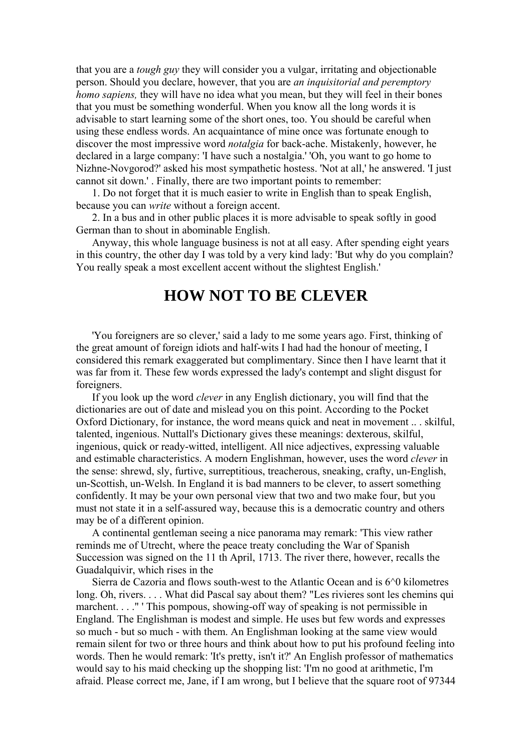that you are a *tough guy* they will consider you a vulgar, irritating and objectionable person. Should you declare, however, that you are *an inquisitorial and peremptory homo sapiens,* they will have no idea what you mean, but they will feel in their bones that you must be something wonderful. When you know all the long words it is advisable to start learning some of the short ones, too. You should be careful when using these endless words. An acquaintance of mine once was fortunate enough to discover the most impressive word *notalgia* for back-ache. Mistakenly, however, he declared in a large company: 'I have such a nostalgia.' 'Oh, you want to go home to Nizhne-Novgorod?' asked his most sympathetic hostess. 'Not at all,' he answered. 'I just cannot sit down.' . Finally, there are two important points to remember:

1. Do not forget that it is much easier to write in English than to speak English, because you can *write* without a foreign accent.

2. In a bus and in other public places it is more advisable to speak softly in good German than to shout in abominable English.

Anyway, this whole language business is not at all easy. After spending eight years in this country, the other day I was told by a very kind lady: 'But why do you complain? You really speak a most excellent accent without the slightest English.'

# HOW NOT TO BE CLEVER

'You foreigners are so clever,' said a lady to me some years ago. First, thinking of the great amount of foreign idiots and half-wits I had had the honour of meeting, I considered this remark exaggerated but complimentary. Since then I have learnt that it was far from it. These few words expressed the lady's contempt and slight disgust for foreigners.

If you look up the word *clever* in any English dictionary, you will find that the dictionaries are out of date and mislead you on this point. According to the Pocket Oxford Dictionary, for instance, the word means quick and neat in movement .. . skilful, talented, ingenious. Nuttall's Dictionary gives these meanings: dexterous, skilful, ingenious, quick or ready-witted, intelligent. All nice adjectives, expressing valuable and estimable characteristics. A modern Englishman, however, uses the word *clever* in the sense: shrewd, sly, furtive, surreptitious, treacherous, sneaking, crafty, un-English, un-Scottish, un-Welsh. In England it is bad manners to be clever, to assert something confidently. It may be your own personal view that two and two make four, but you must not state it in a self-assured way, because this is a democratic country and others may be of a different opinion.

A continental gentleman seeing a nice panorama may remark: 'This view rather reminds me of Utrecht, where the peace treaty concluding the War of Spanish Succession was signed on the 11 th April, 1713. The river there, however, recalls the Guadalquivir, which rises in the

Sierra de Cazoria and flows south-west to the Atlantic Ocean and is 6^0 kilometres long. Oh, rivers. . . . What did Pascal say about them? "Les rivieres sont les chemins qui marchent. . . ." ' This pompous, showing-off way of speaking is not permissible in England. The Englishman is modest and simple. He uses but few words and expresses so much - but so much - with them. An Englishman looking at the same view would remain silent for two or three hours and think about how to put his profound feeling into words. Then he would remark: 'It's pretty, isn't it?' An English professor of mathematics would say to his maid checking up the shopping list: 'I'm no good at arithmetic, I'm afraid. Please correct me, Jane, if I am wrong, but I believe that the square root of 97344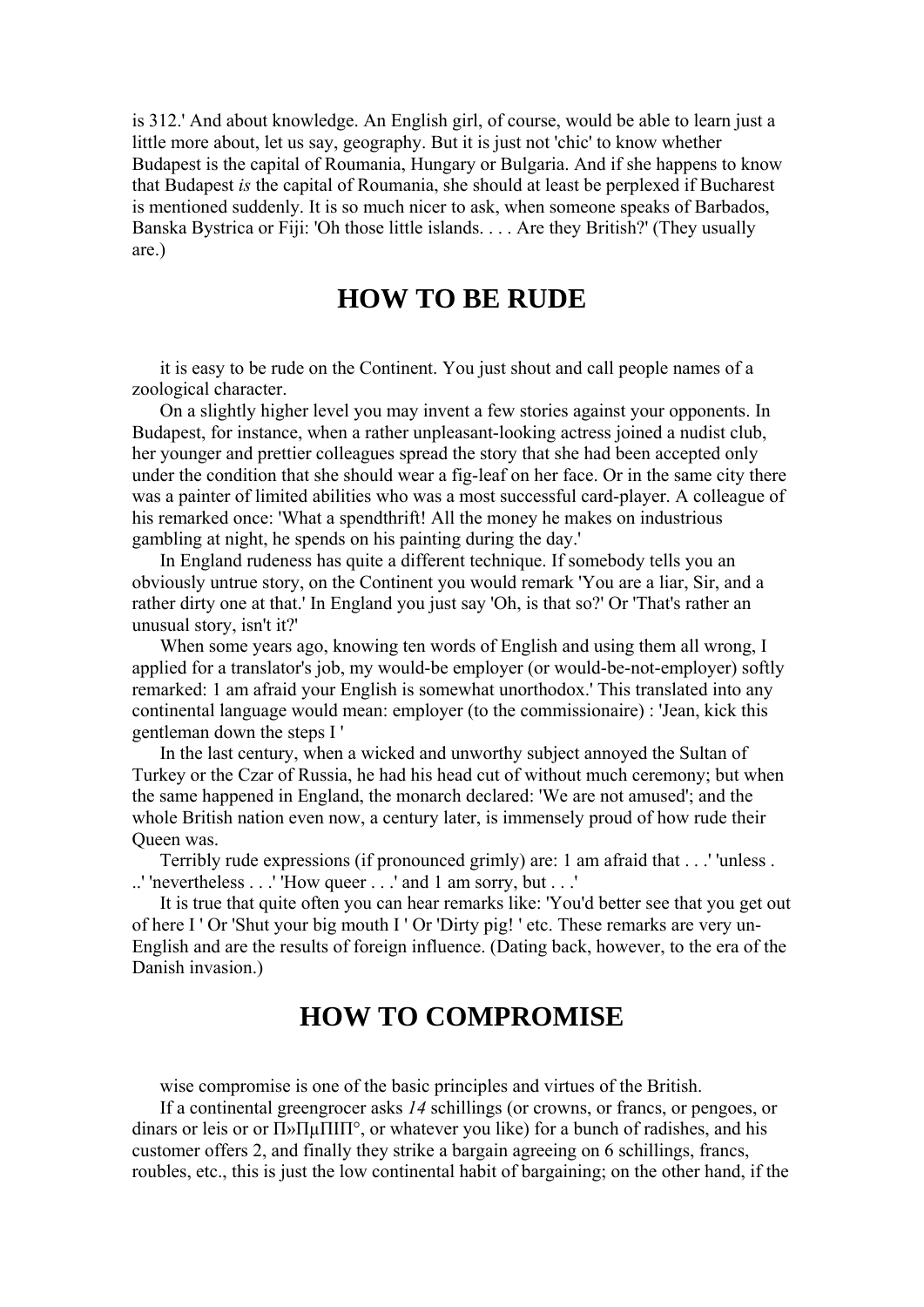is 312.' And about knowledge. An English girl, of course, would be able to learn just a little more about, let us say, geography. But it is just not 'chic' to know whether Budapest is the capital of Roumania, Hungary or Bulgaria. And if she happens to know that Budapest *is* the capital of Roumania, she should at least be perplexed if Bucharest is mentioned suddenly. It is so much nicer to ask, when someone speaks of Barbados, Banska Bystrica or Fiji: 'Oh those little islands. . . . Are they British?' (They usually are.)

## HOW TO BE RUDE

it is easy to be rude on the Continent. You just shout and call people names of a zoological character.

On a slightly higher level you may invent a few stories against your opponents. In Budapest, for instance, when a rather unpleasant-looking actress joined a nudist club, her younger and prettier colleagues spread the story that she had been accepted only under the condition that she should wear a fig-leaf on her face. Or in the same city there was a painter of limited abilities who was a most successful card-player. A colleague of his remarked once: 'What a spendthrift! All the money he makes on industrious gambling at night, he spends on his painting during the day.'

In England rudeness has quite a different technique. If somebody tells you an obviously untrue story, on the Continent you would remark 'You are a liar, Sir, and a rather dirty one at that.' In England you just say 'Oh, is that so?' Or 'That's rather an unusual story, isn't it?'

When some years ago, knowing ten words of English and using them all wrong, I applied for a translator's job, my would-be employer (or would-be-not-employer) softly remarked: 1 am afraid your English is somewhat unorthodox.' This translated into any continental language would mean: employer (to the commissionaire) : 'Jean, kick this gentleman down the steps I '

In the last century, when a wicked and unworthy subject annoyed the Sultan of Turkey or the Czar of Russia, he had his head cut of without much ceremony; but when the same happened in England, the monarch declared: 'We are not amused'; and the whole British nation even now, a century later, is immensely proud of how rude their Queen was.

Terribly rude expressions (if pronounced grimly) are: 1 am afraid that . . .' 'unless . ..' 'nevertheless . . .' 'How queer . . .' and 1 am sorry, but . . .'

It is true that quite often you can hear remarks like: 'You'd better see that you get out of here I ' Or 'Shut your big mouth I ' Or 'Dirty pig! ' etc. These remarks are very un-English and are the results of foreign influence. (Dating back, however, to the era of the Danish invasion.)

## HOW TO COMPROMISE

wise compromise is one of the basic principles and virtues of the British.

If a continental greengrocer asks *14* schillings (or crowns, or francs, or pengoes, or dinars or leis or or Π»ΠμΠΙΠ°, or whatever you like) for a bunch of radishes, and his customer offers 2, and finally they strike a bargain agreeing on 6 schillings, francs, roubles, etc., this is just the low continental habit of bargaining; on the other hand, if the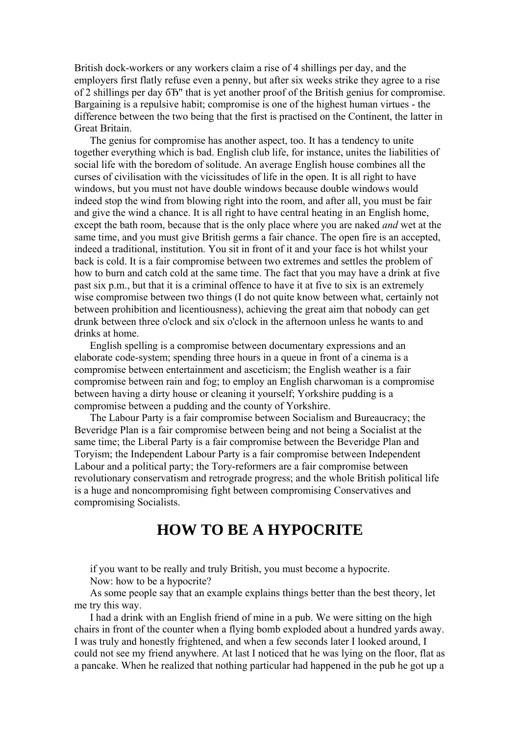British dock-workers or any workers claim a rise of 4 shillings per day, and the employers first flatly refuse even a penny, but after six weeks strike they agree to a rise of 2 shillings per day бЂ" that is yet another proof of the British genius for compromise. Bargaining is a repulsive habit; compromise is one of the highest human virtues - the difference between the two being that the first is practised on the Continent, the latter in Great Britain.

The genius for compromise has another aspect, too. It has a tendency to unite together everything which is bad. English club life, for instance, unites the liabilities of social life with the boredom of solitude. An average English house combines all the curses of civilisation with the vicissitudes of life in the open. It is all right to have windows, but you must not have double windows because double windows would indeed stop the wind from blowing right into the room, and after all, you must be fair and give the wind a chance. It is all right to have central heating in an English home, except the bath room, because that is the only place where you are naked *and* wet at the same time, and you must give British germs a fair chance. The open fire is an accepted, indeed a traditional, institution. You sit in front of it and your face is hot whilst your back is cold. It is a fair compromise between two extremes and settles the problem of how to burn and catch cold at the same time. The fact that you may have a drink at five past six p.m., but that it is a criminal offence to have it at five to six is an extremely wise compromise between two things (I do not quite know between what, certainly not between prohibition and licentiousness), achieving the great aim that nobody can get drunk between three o'clock and six o'clock in the afternoon unless he wants to and drinks at home.

English spelling is a compromise between documentary expressions and an elaborate code-system; spending three hours in a queue in front of a cinema is a compromise between entertainment and asceticism; the English weather is a fair compromise between rain and fog; to employ an English charwoman is a compromise between having a dirty house or cleaning it yourself; Yorkshire pudding is a compromise between a pudding and the county of Yorkshire.

The Labour Party is a fair compromise between Socialism and Bureaucracy; the Beveridge Plan is a fair compromise between being and not being a Socialist at the same time; the Liberal Party is a fair compromise between the Beveridge Plan and Toryism; the Independent Labour Party is a fair compromise between Independent Labour and a political party; the Tory-reformers are a fair compromise between revolutionary conservatism and retrograde progress; and the whole British political life is a huge and noncompromising fight between compromising Conservatives and compromising Socialists.

# HOW TO BE A HYPOCRITE

if you want to be really and truly British, you must become a hypocrite.

Now: how to be a hypocrite?

As some people say that an example explains things better than the best theory, let me try this way.

I had a drink with an English friend of mine in a pub. We were sitting on the high chairs in front of the counter when a flying bomb exploded about a hundred yards away. I was truly and honestly frightened, and when a few seconds later I looked around, I could not see my friend anywhere. At last I noticed that he was lying on the floor, flat as a pancake. When he realized that nothing particular had happened in the pub he got up a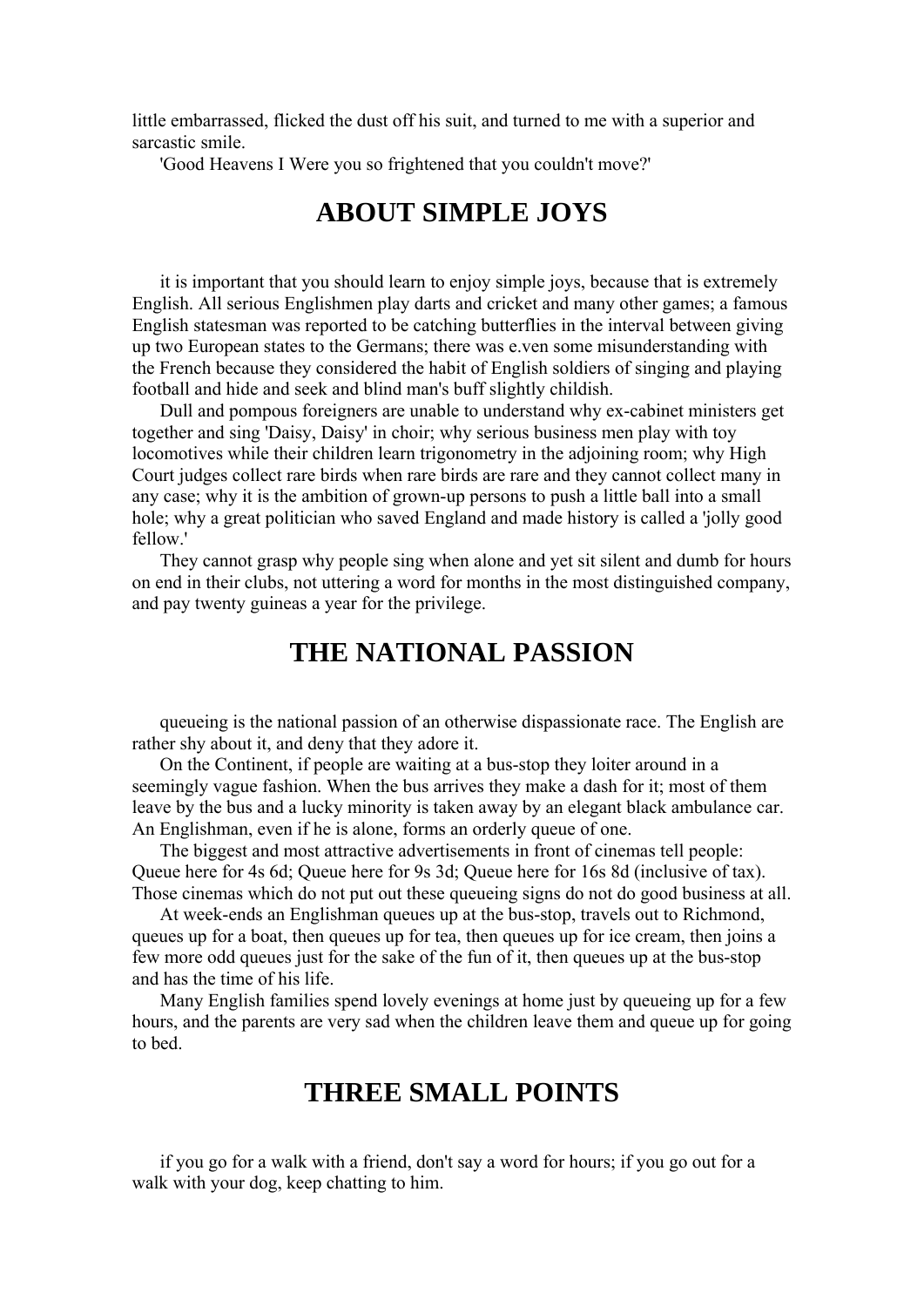little embarrassed, flicked the dust off his suit, and turned to me with a superior and sarcastic smile.

'Good Heavens I Were you so frightened that you couldn't move?'

## ABOUT SIMPLE JOYS

it is important that you should learn to enjoy simple joys, because that is extremely English. All serious Englishmen play darts and cricket and many other games; a famous English statesman was reported to be catching butterflies in the interval between giving up two European states to the Germans; there was e.ven some misunderstanding with the French because they considered the habit of English soldiers of singing and playing football and hide and seek and blind man's buff slightly childish.

Dull and pompous foreigners are unable to understand why ex-cabinet ministers get together and sing 'Daisy, Daisy' in choir; why serious business men play with toy locomotives while their children learn trigonometry in the adjoining room; why High Court judges collect rare birds when rare birds are rare and they cannot collect many in any case; why it is the ambition of grown-up persons to push a little ball into a small hole; why a great politician who saved England and made history is called a 'jolly good fellow.'

They cannot grasp why people sing when alone and yet sit silent and dumb for hours on end in their clubs, not uttering a word for months in the most distinguished company, and pay twenty guineas a year for the privilege.

## THE NATIONAL PASSION

queueing is the national passion of an otherwise dispassionate race. The English are rather shy about it, and deny that they adore it.

On the Continent, if people are waiting at a bus-stop they loiter around in a seemingly vague fashion. When the bus arrives they make a dash for it; most of them leave by the bus and a lucky minority is taken away by an elegant black ambulance car. An Englishman, even if he is alone, forms an orderly queue of one.

The biggest and most attractive advertisements in front of cinemas tell people: Queue here for 4s 6d; Queue here for 9s 3d; Queue here for 16s 8d (inclusive of tax). Those cinemas which do not put out these queueing signs do not do good business at all.

At week-ends an Englishman queues up at the bus-stop, travels out to Richmond, queues up for a boat, then queues up for tea, then queues up for ice cream, then joins a few more odd queues just for the sake of the fun of it, then queues up at the bus-stop and has the time of his life.

Many English families spend lovely evenings at home just by queueing up for a few hours, and the parents are very sad when the children leave them and queue up for going to bed.

## THREE SMALL POINTS

if you go for a walk with a friend, don't say a word for hours; if you go out for a walk with your dog, keep chatting to him.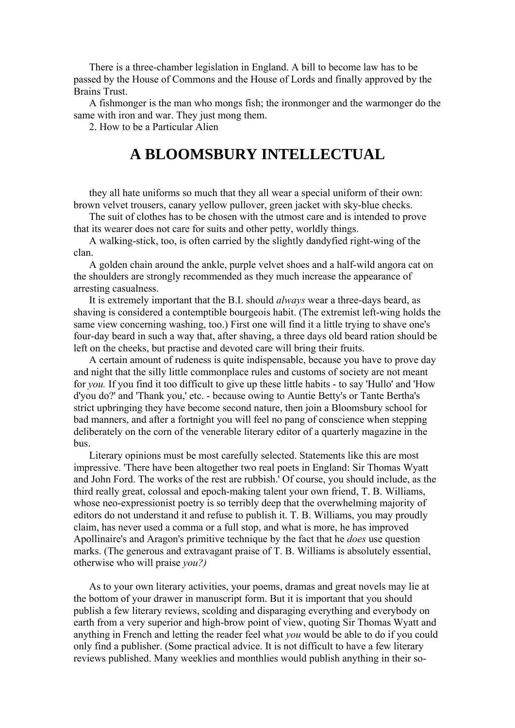There is a three-chamber legislation in England. A bill to become law has to be passed by the House of Commons and the House of Lords and finally approved by the Brains Trust.

A fishmonger is the man who mongs fish; the ironmonger and the warmonger do the same with iron and war. They just mong them.

2. How to be a Particular Alien

# A BLOOMSBURY INTELLECTUAL

they all hate uniforms so much that they all wear a special uniform of their own: brown velvet trousers, canary yellow pullover, green jacket with sky-blue checks.

The suit of clothes has to be chosen with the utmost care and is intended to prove that its wearer does not care for suits and other petty, worldly things.

A walking-stick, too, is often carried by the slightly dandyfied right-wing of the clan.

A golden chain around the ankle, purple velvet shoes and a half-wild angora cat on the shoulders are strongly recommended as they much increase the appearance of arresting casualness.

It is extremely important that the B.I. should *always* wear a three-days beard, as shaving is considered a contemptible bourgeois habit. (The extremist left-wing holds the same view concerning washing, too.) First one will find it a little trying to shave one's four-day beard in such a way that, after shaving, a three days old beard ration should be left on the cheeks, but practise and devoted care will bring their fruits.

A certain amount of rudeness is quite indispensable, because you have to prove day and night that the silly little commonplace rules and customs of society are not meant for *you.* If you find it too difficult to give up these little habits - to say 'Hullo' and 'How d'you do?' and 'Thank you,' etc. - because owing to Auntie Betty's or Tante Bertha's strict upbringing they have become second nature, then join a Bloomsbury school for bad manners, and after a fortnight you will feel no pang of conscience when stepping deliberately on the corn of the venerable literary editor of a quarterly magazine in the bus.

Literary opinions must be most carefully selected. Statements like this are most impressive. 'There have been altogether two real poets in England: Sir Thomas Wyatt and John Ford. The works of the rest are rubbish.' Of course, you should include, as the third really great, colossal and epoch-making talent your own friend, T. B. Williams, whose neo-expressionist poetry is so terribly deep that the overwhelming majority of editors do not understand it and refuse to publish it. T. B. Williams, you may proudly claim, has never used a comma or a full stop, and what is more, he has improved Apollinaire's and Aragon's primitive technique by the fact that he *does* use question marks. (The generous and extravagant praise of T. B. Williams is absolutely essential, otherwise who will praise *you?)*

As to your own literary activities, your poems, dramas and great novels may lie at the bottom of your drawer in manuscript form. But it is important that you should publish a few literary reviews, scolding and disparaging everything and everybody on earth from a very superior and high-brow point of view, quoting Sir Thomas Wyatt and anything in French and letting the reader feel what *you* would be able to do if you could only find a publisher. (Some practical advice. It is not difficult to have a few literary reviews published. Many weeklies and monthlies would publish anything in their so-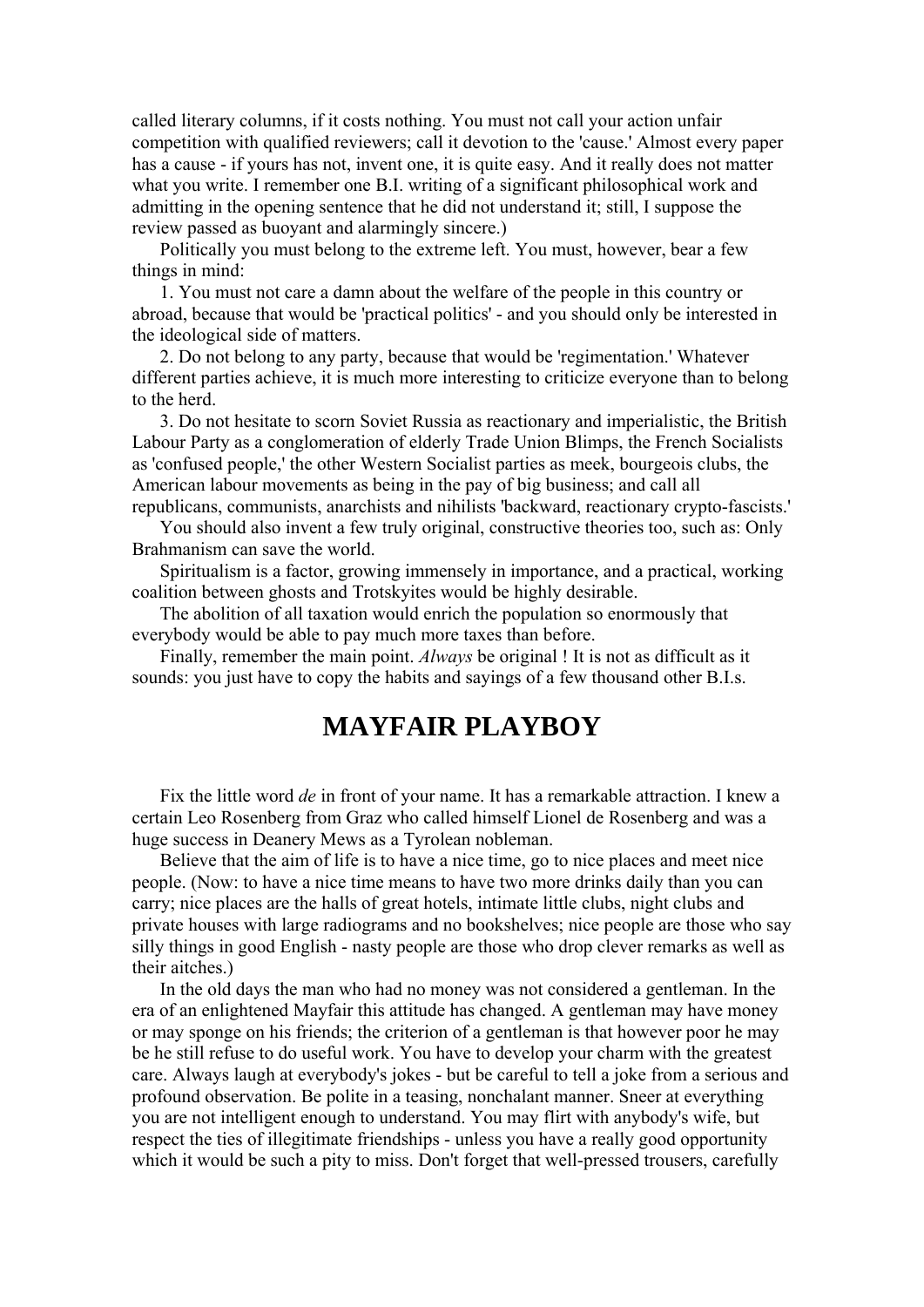called literary columns, if it costs nothing. You must not call your action unfair competition with qualified reviewers; call it devotion to the 'cause.' Almost every paper has a cause - if yours has not, invent one, it is quite easy. And it really does not matter what you write. I remember one B.I. writing of a significant philosophical work and admitting in the opening sentence that he did not understand it; still, I suppose the review passed as buoyant and alarmingly sincere.)

Politically you must belong to the extreme left. You must, however, bear a few things in mind:

1. You must not care a damn about the welfare of the people in this country or abroad, because that would be 'practical politics' - and you should only be interested in the ideological side of matters.

2. Do not belong to any party, because that would be 'regimentation.' Whatever different parties achieve, it is much more interesting to criticize everyone than to belong to the herd.

3. Do not hesitate to scorn Soviet Russia as reactionary and imperialistic, the British Labour Party as a conglomeration of elderly Trade Union Blimps, the French Socialists as 'confused people,' the other Western Socialist parties as meek, bourgeois clubs, the American labour movements as being in the pay of big business; and call all republicans, communists, anarchists and nihilists 'backward, reactionary crypto-fascists.'

You should also invent a few truly original, constructive theories too, such as: Only Brahmanism can save the world.

Spiritualism is a factor, growing immensely in importance, and a practical, working coalition between ghosts and Trotskyites would be highly desirable.

The abolition of all taxation would enrich the population so enormously that everybody would be able to pay much more taxes than before.

Finally, remember the main point. *Always* be original ! It is not as difficult as it sounds: you just have to copy the habits and sayings of a few thousand other B.I.s.

# MAYFAIR PLAYBOY

Fix the little word *de* in front of your name. It has a remarkable attraction. I knew a certain Leo Rosenberg from Graz who called himself Lionel de Rosenberg and was a huge success in Deanery Mews as a Tyrolean nobleman.

Believe that the aim of life is to have a nice time, go to nice places and meet nice people. (Now: to have a nice time means to have two more drinks daily than you can carry; nice places are the halls of great hotels, intimate little clubs, night clubs and private houses with large radiograms and no bookshelves; nice people are those who say silly things in good English - nasty people are those who drop clever remarks as well as their aitches.)

In the old days the man who had no money was not considered a gentleman. In the era of an enlightened Mayfair this attitude has changed. A gentleman may have money or may sponge on his friends; the criterion of a gentleman is that however poor he may be he still refuse to do useful work. You have to develop your charm with the greatest care. Always laugh at everybody's jokes - but be careful to tell a joke from a serious and profound observation. Be polite in a teasing, nonchalant manner. Sneer at everything you are not intelligent enough to understand. You may flirt with anybody's wife, but respect the ties of illegitimate friendships - unless you have a really good opportunity which it would be such a pity to miss. Don't forget that well-pressed trousers, carefully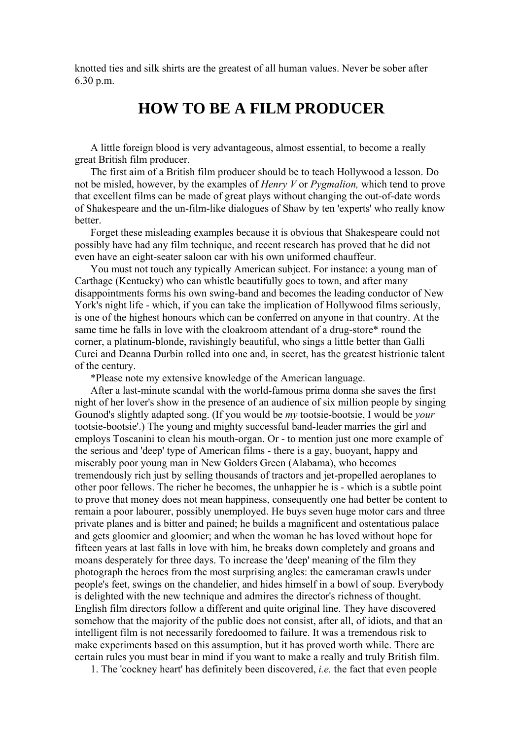knotted ties and silk shirts are the greatest of all human values. Never be sober after 6.30 p.m.

# HOW TO BE A FILM PRODUCER

A little foreign blood is very advantageous, almost essential, to become a really great British film producer.

The first aim of a British film producer should be to teach Hollywood a lesson. Do not be misled, however, by the examples of *Henry V* or *Pygmalion,* which tend to prove that excellent films can be made of great plays without changing the out-of-date words of Shakespeare and the un-film-like dialogues of Shaw by ten 'experts' who really know better.

Forget these misleading examples because it is obvious that Shakespeare could not possibly have had any film technique, and recent research has proved that he did not even have an eight-seater saloon car with his own uniformed chauffeur.

You must not touch any typically American subject. For instance: a young man of Carthage (Kentucky) who can whistle beautifully goes to town, and after many disappointments forms his own swing-band and becomes the leading conductor of New York's night life - which, if you can take the implication of Hollywood films seriously, is one of the highest honours which can be conferred on anyone in that country. At the same time he falls in love with the cloakroom attendant of a drug-store* round the corner, a platinum-blonde, ravishingly beautiful, who sings a little better than Galli Curci and Deanna Durbin rolled into one and, in secret, has the greatest histrionic talent of the century.

*Please note my extensive knowledge of the American language.

After a last-minute scandal with the world-famous prima donna she saves the first night of her lover's show in the presence of an audience of six million people by singing Gounod's slightly adapted song. (If you would be *my* tootsie-bootsie, I would be *your* tootsie-bootsie'.) The young and mighty successful band-leader marries the girl and employs Toscanini to clean his mouth-organ. Or - to mention just one more example of the serious and 'deep' type of American films - there is a gay, buoyant, happy and miserably poor young man in New Golders Green (Alabama), who becomes tremendously rich just by selling thousands of tractors and jet-propelled aeroplanes to other poor fellows. The richer he becomes, the unhappier he is - which is a subtle point to prove that money does not mean happiness, consequently one had better be content to remain a poor labourer, possibly unemployed. He buys seven huge motor cars and three private planes and is bitter and pained; he builds a magnificent and ostentatious palace and gets gloomier and gloomier; and when the woman he has loved without hope for fifteen years at last falls in love with him, he breaks down completely and groans and moans desperately for three days. To increase the 'deep' meaning of the film they photograph the heroes from the most surprising angles: the cameraman crawls under people's feet, swings on the chandelier, and hides himself in a bowl of soup. Everybody is delighted with the new technique and admires the director's richness of thought. English film directors follow a different and quite original line. They have discovered somehow that the majority of the public does not consist, after all, of idiots, and that an intelligent film is not necessarily foredoomed to failure. It was a tremendous risk to make experiments based on this assumption, but it has proved worth while. There are certain rules you must bear in mind if you want to make a really and truly British film.

1. The 'cockney heart' has definitely been discovered, *i.e.* the fact that even people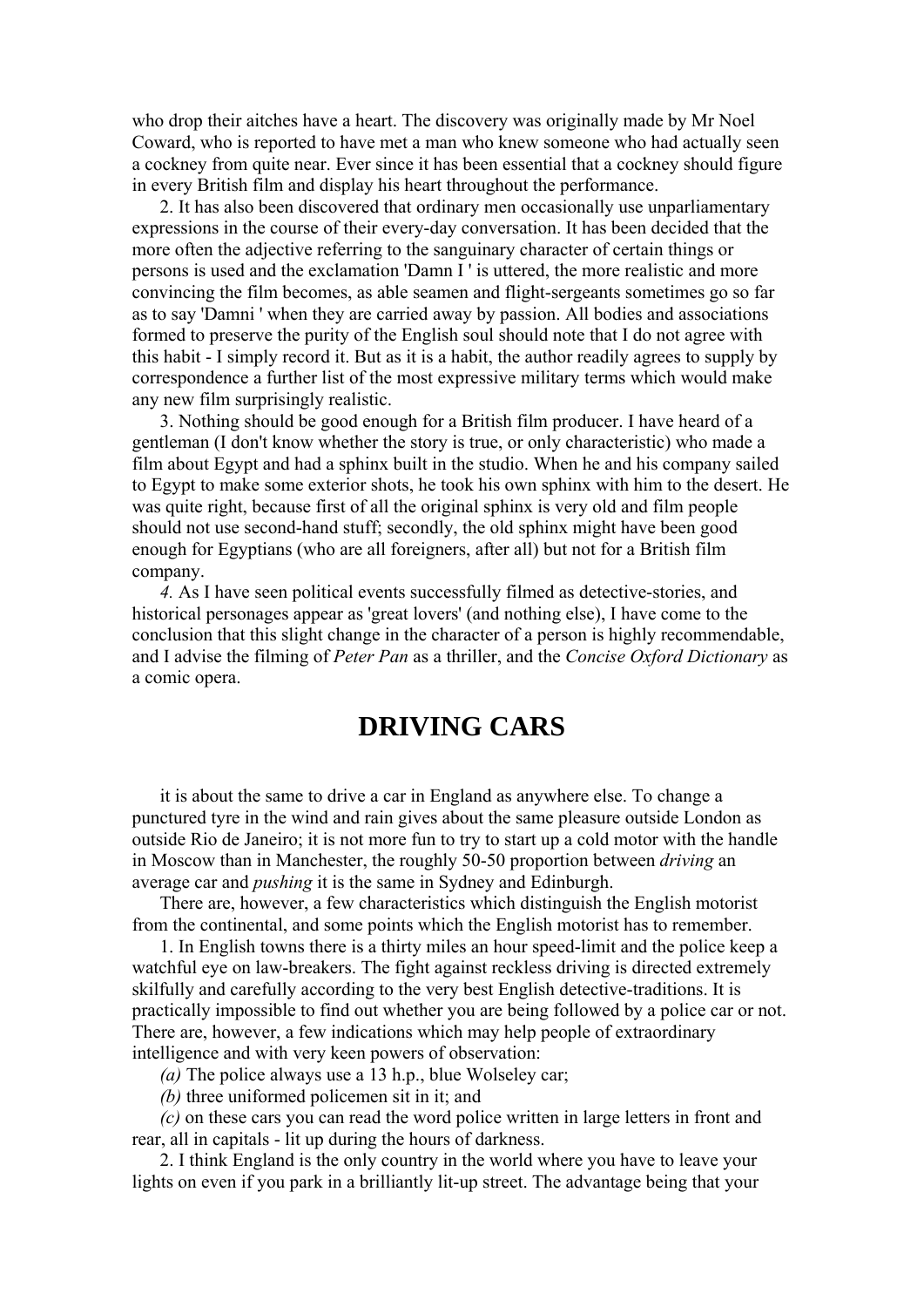who drop their aitches have a heart. The discovery was originally made by Mr Noel Coward, who is reported to have met a man who knew someone who had actually seen a cockney from quite near. Ever since it has been essential that a cockney should figure in every British film and display his heart throughout the performance.

2. It has also been discovered that ordinary men occasionally use unparliamentary expressions in the course of their every-day conversation. It has been decided that the more often the adjective referring to the sanguinary character of certain things or persons is used and the exclamation 'Damn I ' is uttered, the more realistic and more convincing the film becomes, as able seamen and flight-sergeants sometimes go so far as to say 'Damni ' when they are carried away by passion. All bodies and associations formed to preserve the purity of the English soul should note that I do not agree with this habit - I simply record it. But as it is a habit, the author readily agrees to supply by correspondence a further list of the most expressive military terms which would make any new film surprisingly realistic.

3. Nothing should be good enough for a British film producer. I have heard of a gentleman (I don't know whether the story is true, or only characteristic) who made a film about Egypt and had a sphinx built in the studio. When he and his company sailed to Egypt to make some exterior shots, he took his own sphinx with him to the desert. He was quite right, because first of all the original sphinx is very old and film people should not use second-hand stuff; secondly, the old sphinx might have been good enough for Egyptians (who are all foreigners, after all) but not for a British film company.

*4.* As I have seen political events successfully filmed as detective-stories, and historical personages appear as 'great lovers' (and nothing else), I have come to the conclusion that this slight change in the character of a person is highly recommendable, and I advise the filming of *Peter Pan* as a thriller, and the *Concise Oxford Dictionary* as a comic opera.

# DRIVING CARS

it is about the same to drive a car in England as anywhere else. To change a punctured tyre in the wind and rain gives about the same pleasure outside London as outside Rio de Janeiro; it is not more fun to try to start up a cold motor with the handle in Moscow than in Manchester, the roughly 50-50 proportion between *driving* an average car and *pushing* it is the same in Sydney and Edinburgh.

There are, however, a few characteristics which distinguish the English motorist from the continental, and some points which the English motorist has to remember.

1. In English towns there is a thirty miles an hour speed-limit and the police keep a watchful eye on law-breakers. The fight against reckless driving is directed extremely skilfully and carefully according to the very best English detective-traditions. It is practically impossible to find out whether you are being followed by a police car or not. There are, however, a few indications which may help people of extraordinary intelligence and with very keen powers of observation:

*(a)* The police always use a 13 h.p., blue Wolseley car;

*(b)* three uniformed policemen sit in it; and

*(c)* on these cars you can read the word police written in large letters in front and rear, all in capitals - lit up during the hours of darkness.

2. I think England is the only country in the world where you have to leave your lights on even if you park in a brilliantly lit-up street. The advantage being that your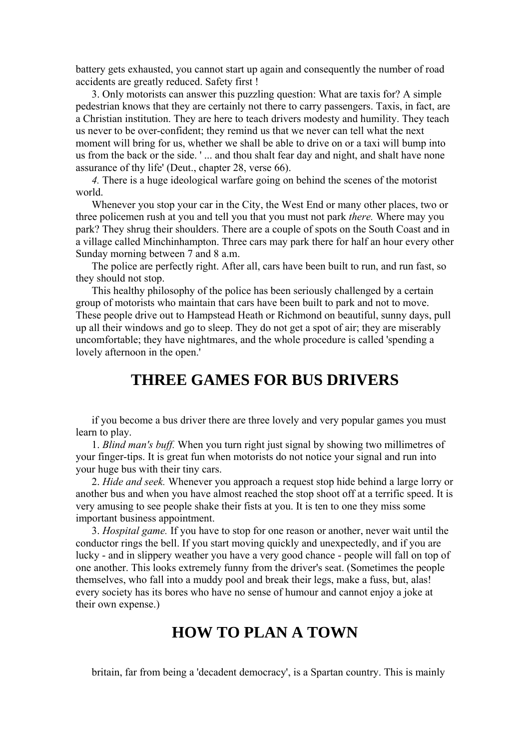battery gets exhausted, you cannot start up again and consequently the number of road accidents are greatly reduced. Safety first !

3. Only motorists can answer this puzzling question: What are taxis for? A simple pedestrian knows that they are certainly not there to carry passengers. Taxis, in fact, are a Christian institution. They are here to teach drivers modesty and humility. They teach us never to be over-confident; they remind us that we never can tell what the next moment will bring for us, whether we shall be able to drive on or a taxi will bump into us from the back or the side. ' ... and thou shalt fear day and night, and shalt have none assurance of thy life' (Deut., chapter 28, verse 66).

*4.* There is a huge ideological warfare going on behind the scenes of the motorist world.

Whenever you stop your car in the City, the West End or many other places, two or three policemen rush at you and tell you that you must not park *there.* Where may you park? They shrug their shoulders. There are a couple of spots on the South Coast and in a village called Minchinhampton. Three cars may park there for half an hour every other Sunday morning between 7 and 8 a.m.

The police are perfectly right. After all, cars have been built to run, and run fast, so they should not stop.

This healthy philosophy of the police has been seriously challenged by a certain group of motorists who maintain that cars have been built to park and not to move. These people drive out to Hampstead Heath or Richmond on beautiful, sunny days, pull up all their windows and go to sleep. They do not get a spot of air; they are miserably uncomfortable; they have nightmares, and the whole procedure is called 'spending a lovely afternoon in the open.'

# THREE GAMES FOR BUS DRIVERS

if you become a bus driver there are three lovely and very popular games you must learn to play.

1. *Blind man's buff.* When you turn right just signal by showing two millimetres of your finger-tips. It is great fun when motorists do not notice your signal and run into your huge bus with their tiny cars.

2. *Hide and seek.* Whenever you approach a request stop hide behind a large lorry or another bus and when you have almost reached the stop shoot off at a terrific speed. It is very amusing to see people shake their fists at you. It is ten to one they miss some important business appointment.

3. *Hospital game.* If you have to stop for one reason or another, never wait until the conductor rings the bell. If you start moving quickly and unexpectedly, and if you are lucky - and in slippery weather you have a very good chance - people will fall on top of one another. This looks extremely funny from the driver's seat. (Sometimes the people themselves, who fall into a muddy pool and break their legs, make a fuss, but, alas! every society has its bores who have no sense of humour and cannot enjoy a joke at their own expense.)

# HOW TO PLAN A TOWN

britain, far from being a 'decadent democracy', is a Spartan country. This is mainly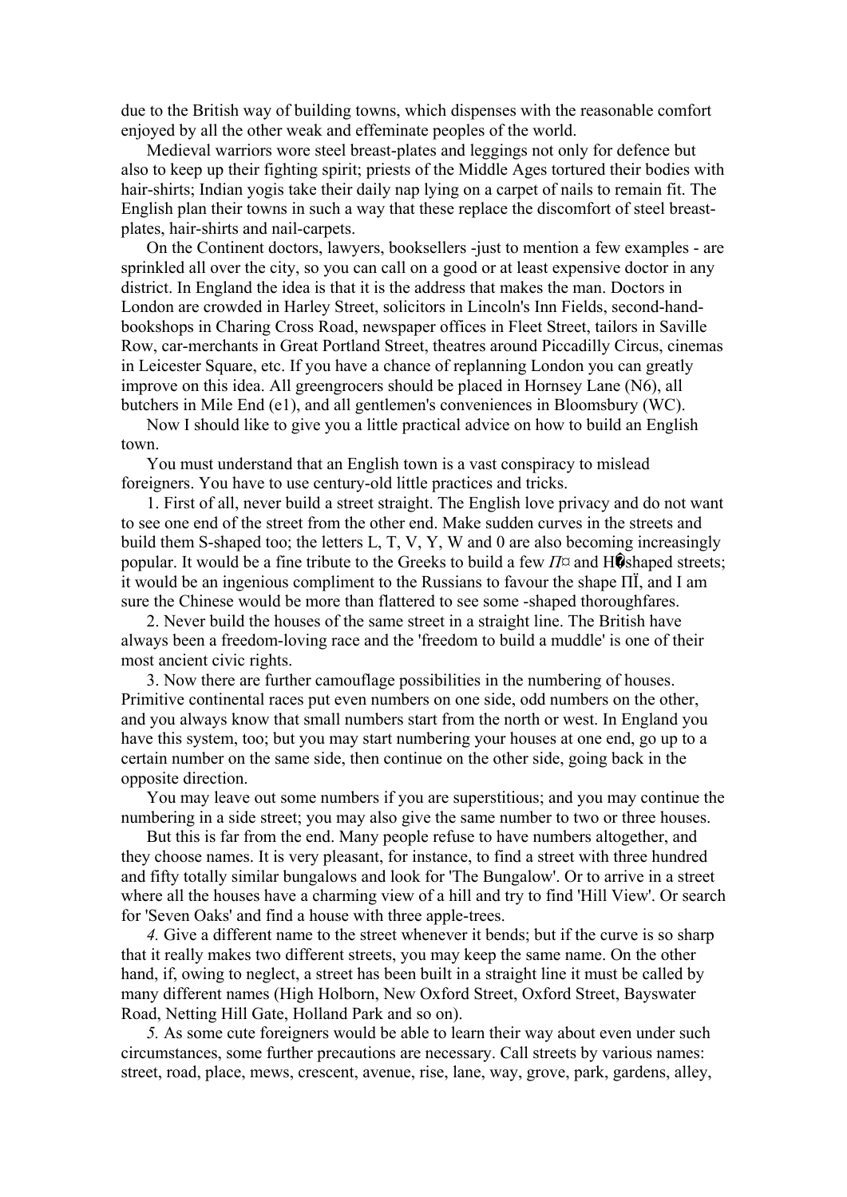due to the British way of building towns, which dispenses with the reasonable comfort enjoyed by all the other weak and effeminate peoples of the world.

Medieval warriors wore steel breast-plates and leggings not only for defence but also to keep up their fighting spirit; priests of the Middle Ages tortured their bodies with hair-shirts; Indian yogis take their daily nap lying on a carpet of nails to remain fit. The English plan their towns in such a way that these replace the discomfort of steel breast-plates, hair-shirts and nail-carpets.

On the Continent doctors, lawyers, booksellers -just to mention a few examples - are sprinkled all over the city, so you can call on a good or at least expensive doctor in any district. In England the idea is that it is the address that makes the man. Doctors in London are crowded in Harley Street, solicitors in Lincoln's Inn Fields, second-hand-bookshops in Charing Cross Road, newspaper offices in Fleet Street, tailors in Saville Row, car-merchants in Great Portland Street, theatres around Piccadilly Circus, cinemas in Leicester Square, etc. If you have a chance of replanning London you can greatly improve on this idea. All greengrocers should be placed in Hornsey Lane (N6), all butchers in Mile End (e1), and all gentlemen's conveniences in Bloomsbury (WC).

Now I should like to give you a little practical advice on how to build an English town.

You must understand that an English town is a vast conspiracy to mislead foreigners. You have to use century-old little practices and tricks.

1. First of all, never build a street straight. The English love privacy and do not want to see one end of the street from the other end. Make sudden curves in the streets and build them S-shaped too; the letters L, T, V, Y, W and 0 are also becoming increasingly popular. It would be a fine tribute to the Greeks to build a few *П*¤ and H�shaped streets; it would be an ingenious compliment to the Russians to favour the shape ПЇ, and I am sure the Chinese would be more than flattered to see some -shaped thoroughfares.

2. Never build the houses of the same street in a straight line. The British have always been a freedom-loving race and the 'freedom to build a muddle' is one of their most ancient civic rights.

3. Now there are further camouflage possibilities in the numbering of houses. Primitive continental races put even numbers on one side, odd numbers on the other, and you always know that small numbers start from the north or west. In England you have this system, too; but you may start numbering your houses at one end, go up to a certain number on the same side, then continue on the other side, going back in the opposite direction.

You may leave out some numbers if you are superstitious; and you may continue the numbering in a side street; you may also give the same number to two or three houses.

But this is far from the end. Many people refuse to have numbers altogether, and they choose names. It is very pleasant, for instance, to find a street with three hundred and fifty totally similar bungalows and look for 'The Bungalow'. Or to arrive in a street where all the houses have a charming view of a hill and try to find 'Hill View'. Or search for 'Seven Oaks' and find a house with three apple-trees.

*4.* Give a different name to the street whenever it bends; but if the curve is so sharp that it really makes two different streets, you may keep the same name. On the other hand, if, owing to neglect, a street has been built in a straight line it must be called by many different names (High Holborn, New Oxford Street, Oxford Street, Bayswater Road, Netting Hill Gate, Holland Park and so on).

*5.* As some cute foreigners would be able to learn their way about even under such circumstances, some further precautions are necessary. Call streets by various names: street, road, place, mews, crescent, avenue, rise, lane, way, grove, park, gardens, alley,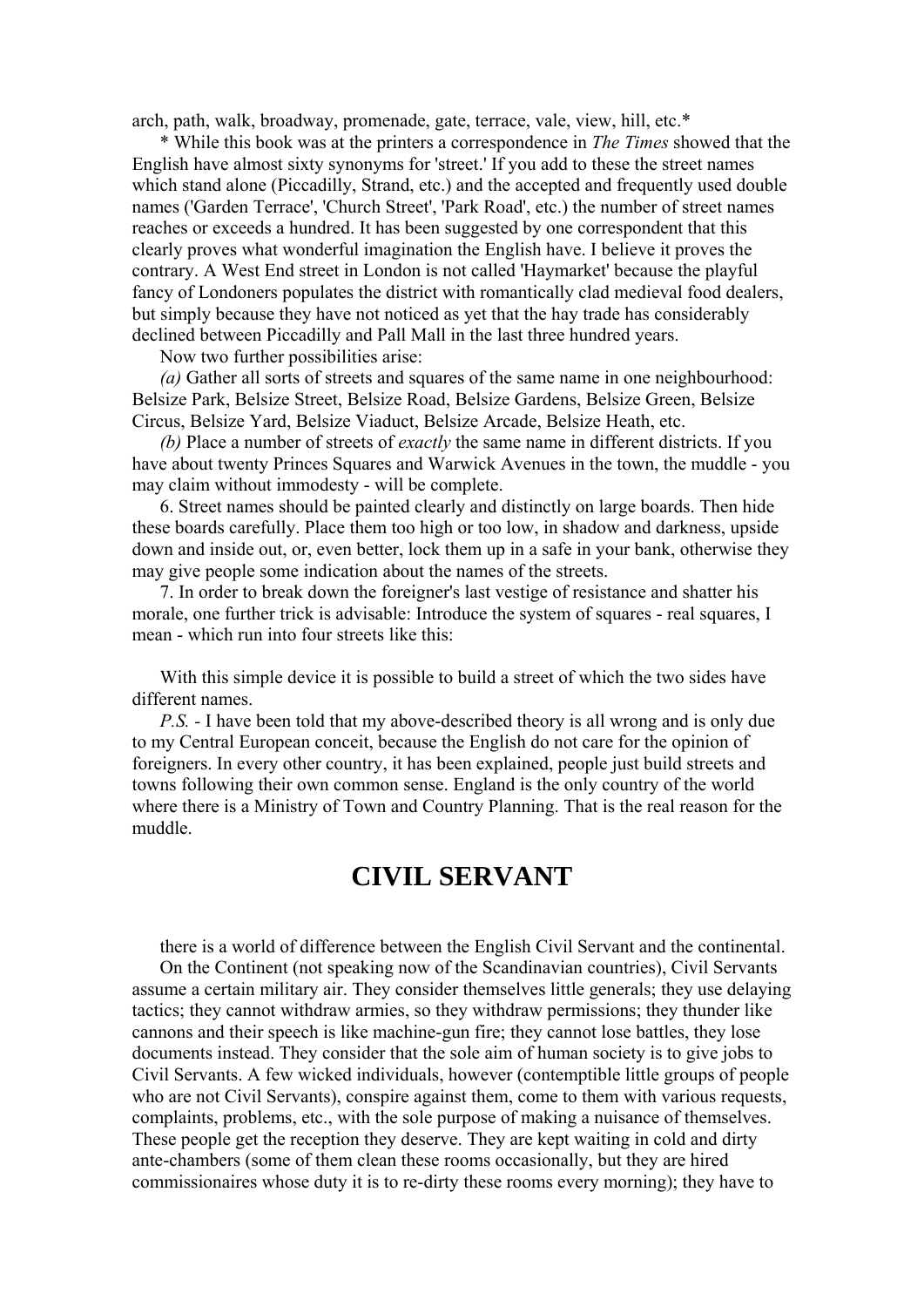arch, path, walk, broadway, promenade, gate, terrace, vale, view, hill, etc.*

* While this book was at the printers a correspondence in *The Times* showed that the English have almost sixty synonyms for 'street.' If you add to these the street names which stand alone (Piccadilly, Strand, etc.) and the accepted and frequently used double names ('Garden Terrace', 'Church Street', 'Park Road', etc.) the number of street names reaches or exceeds a hundred. It has been suggested by one correspondent that this clearly proves what wonderful imagination the English have. I believe it proves the contrary. A West End street in London is not called 'Haymarket' because the playful fancy of Londoners populates the district with romantically clad medieval food dealers, but simply because they have not noticed as yet that the hay trade has considerably declined between Piccadilly and Pall Mall in the last three hundred years.

Now two further possibilities arise:

*(a)* Gather all sorts of streets and squares of the same name in one neighbourhood: Belsize Park, Belsize Street, Belsize Road, Belsize Gardens, Belsize Green, Belsize Circus, Belsize Yard, Belsize Viaduct, Belsize Arcade, Belsize Heath, etc.

*(b)* Place a number of streets of *exactly* the same name in different districts. If you have about twenty Princes Squares and Warwick Avenues in the town, the muddle - you may claim without immodesty - will be complete.

6. Street names should be painted clearly and distinctly on large boards. Then hide these boards carefully. Place them too high or too low, in shadow and darkness, upside down and inside out, or, even better, lock them up in a safe in your bank, otherwise they may give people some indication about the names of the streets.

7. In order to break down the foreigner's last vestige of resistance and shatter his morale, one further trick is advisable: Introduce the system of squares - real squares, I mean - which run into four streets like this:

With this simple device it is possible to build a street of which the two sides have different names.

*P.S.* - I have been told that my above-described theory is all wrong and is only due to my Central European conceit, because the English do not care for the opinion of foreigners. In every other country, it has been explained, people just build streets and towns following their own common sense. England is the only country of the world where there is a Ministry of Town and Country Planning. That is the real reason for the muddle.

# CIVIL SERVANT

there is a world of difference between the English Civil Servant and the continental.

On the Continent (not speaking now of the Scandinavian countries), Civil Servants assume a certain military air. They consider themselves little generals; they use delaying tactics; they cannot withdraw armies, so they withdraw permissions; they thunder like cannons and their speech is like machine-gun fire; they cannot lose battles, they lose documents instead. They consider that the sole aim of human society is to give jobs to Civil Servants. A few wicked individuals, however (contemptible little groups of people who are not Civil Servants), conspire against them, come to them with various requests, complaints, problems, etc., with the sole purpose of making a nuisance of themselves. These people get the reception they deserve. They are kept waiting in cold and dirty ante-chambers (some of them clean these rooms occasionally, but they are hired commissionaires whose duty it is to re-dirty these rooms every morning); they have to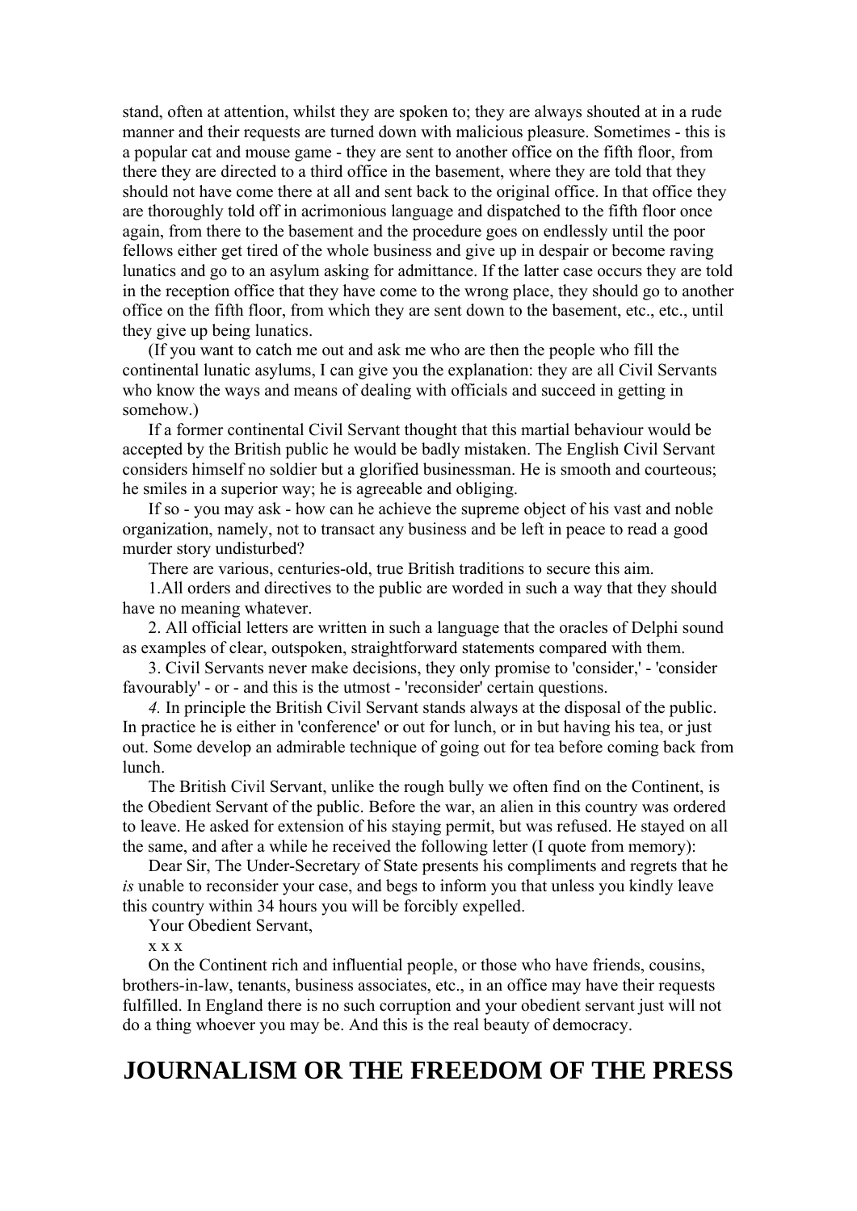stand, often at attention, whilst they are spoken to; they are always shouted at in a rude manner and their requests are turned down with malicious pleasure. Sometimes - this is a popular cat and mouse game - they are sent to another office on the fifth floor, from there they are directed to a third office in the basement, where they are told that they should not have come there at all and sent back to the original office. In that office they are thoroughly told off in acrimonious language and dispatched to the fifth floor once again, from there to the basement and the procedure goes on endlessly until the poor fellows either get tired of the whole business and give up in despair or become raving lunatics and go to an asylum asking for admittance. If the latter case occurs they are told in the reception office that they have come to the wrong place, they should go to another office on the fifth floor, from which they are sent down to the basement, etc., etc., until they give up being lunatics.

(If you want to catch me out and ask me who are then the people who fill the continental lunatic asylums, I can give you the explanation: they are all Civil Servants who know the ways and means of dealing with officials and succeed in getting in somehow.)

If a former continental Civil Servant thought that this martial behaviour would be accepted by the British public he would be badly mistaken. The English Civil Servant considers himself no soldier but a glorified businessman. He is smooth and courteous; he smiles in a superior way; he is agreeable and obliging.

If so - you may ask - how can he achieve the supreme object of his vast and noble organization, namely, not to transact any business and be left in peace to read a good murder story undisturbed?

There are various, centuries-old, true British traditions to secure this aim.

1.All orders and directives to the public are worded in such a way that they should have no meaning whatever.

2. All official letters are written in such a language that the oracles of Delphi sound as examples of clear, outspoken, straightforward statements compared with them.

3. Civil Servants never make decisions, they only promise to 'consider,' - 'consider favourably' - or - and this is the utmost - 'reconsider' certain questions.

*4.* In principle the British Civil Servant stands always at the disposal of the public. In practice he is either in 'conference' or out for lunch, or in but having his tea, or just out. Some develop an admirable technique of going out for tea before coming back from lunch.

The British Civil Servant, unlike the rough bully we often find on the Continent, is the Obedient Servant of the public. Before the war, an alien in this country was ordered to leave. He asked for extension of his staying permit, but was refused. He stayed on all the same, and after a while he received the following letter (I quote from memory):

Dear Sir, The Under-Secretary of State presents his compliments and regrets that he *is* unable to reconsider your case, and begs to inform you that unless you kindly leave this country within 34 hours you will be forcibly expelled.

Your Obedient Servant,

x x x

On the Continent rich and influential people, or those who have friends, cousins, brothers-in-law, tenants, business associates, etc., in an office may have their requests fulfilled. In England there is no such corruption and your obedient servant just will not do a thing whoever you may be. And this is the real beauty of democracy.

# JOURNALISM OR THE FREEDOM OF THE PRESS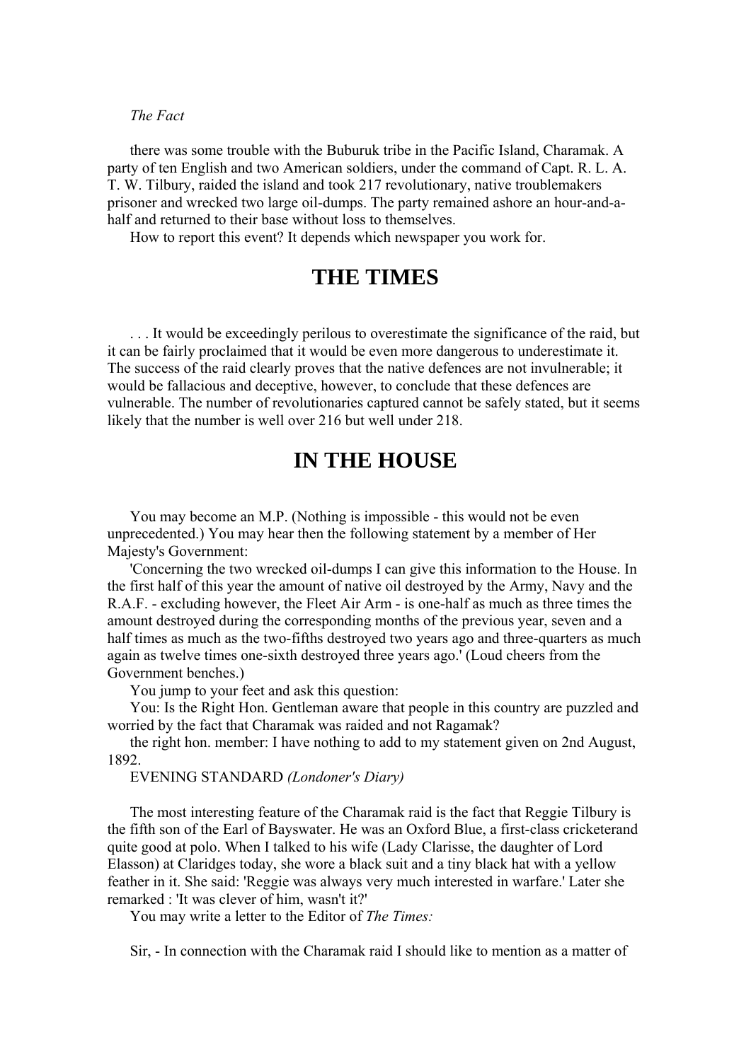*The Fact*

there was some trouble with the Buburuk tribe in the Pacific Island, Charamak. A party of ten English and two American soldiers, under the command of Capt. R. L. A. T. W. Tilbury, raided the island and took 217 revolutionary, native troublemakers prisoner and wrecked two large oil-dumps. The party remained ashore an hour-and-a-half and returned to their base without loss to themselves.

How to report this event? It depends which newspaper you work for.

## THE TIMES

. . . It would be exceedingly perilous to overestimate the significance of the raid, but it can be fairly proclaimed that it would be even more dangerous to underestimate it. The success of the raid clearly proves that the native defences are not invulnerable; it would be fallacious and deceptive, however, to conclude that these defences are vulnerable. The number of revolutionaries captured cannot be safely stated, but it seems likely that the number is well over 216 but well under 218.

## IN THE HOUSE

You may become an M.P. (Nothing is impossible - this would not be even unprecedented.) You may hear then the following statement by a member of Her Majesty's Government:

'Concerning the two wrecked oil-dumps I can give this information to the House. In the first half of this year the amount of native oil destroyed by the Army, Navy and the R.A.F. - excluding however, the Fleet Air Arm - is one-half as much as three times the amount destroyed during the corresponding months of the previous year, seven and a half times as much as the two-fifths destroyed two years ago and three-quarters as much again as twelve times one-sixth destroyed three years ago.' (Loud cheers from the Government benches.)

You jump to your feet and ask this question:

You: Is the Right Hon. Gentleman aware that people in this country are puzzled and worried by the fact that Charamak was raided and not Ragamak?

the right hon. member: I have nothing to add to my statement given on 2nd August, 1892.

EVENING STANDARD *(Londoner's Diary)*

The most interesting feature of the Charamak raid is the fact that Reggie Tilbury is the fifth son of the Earl of Bayswater. He was an Oxford Blue, a first-class cricketerand quite good at polo. When I talked to his wife (Lady Clarisse, the daughter of Lord Elasson) at Claridges today, she wore a black suit and a tiny black hat with a yellow feather in it. She said: 'Reggie was always very much interested in warfare.' Later she remarked : 'It was clever of him, wasn't it?'

You may write a letter to the Editor of *The Times:*

Sir, - In connection with the Charamak raid I should like to mention as a matter of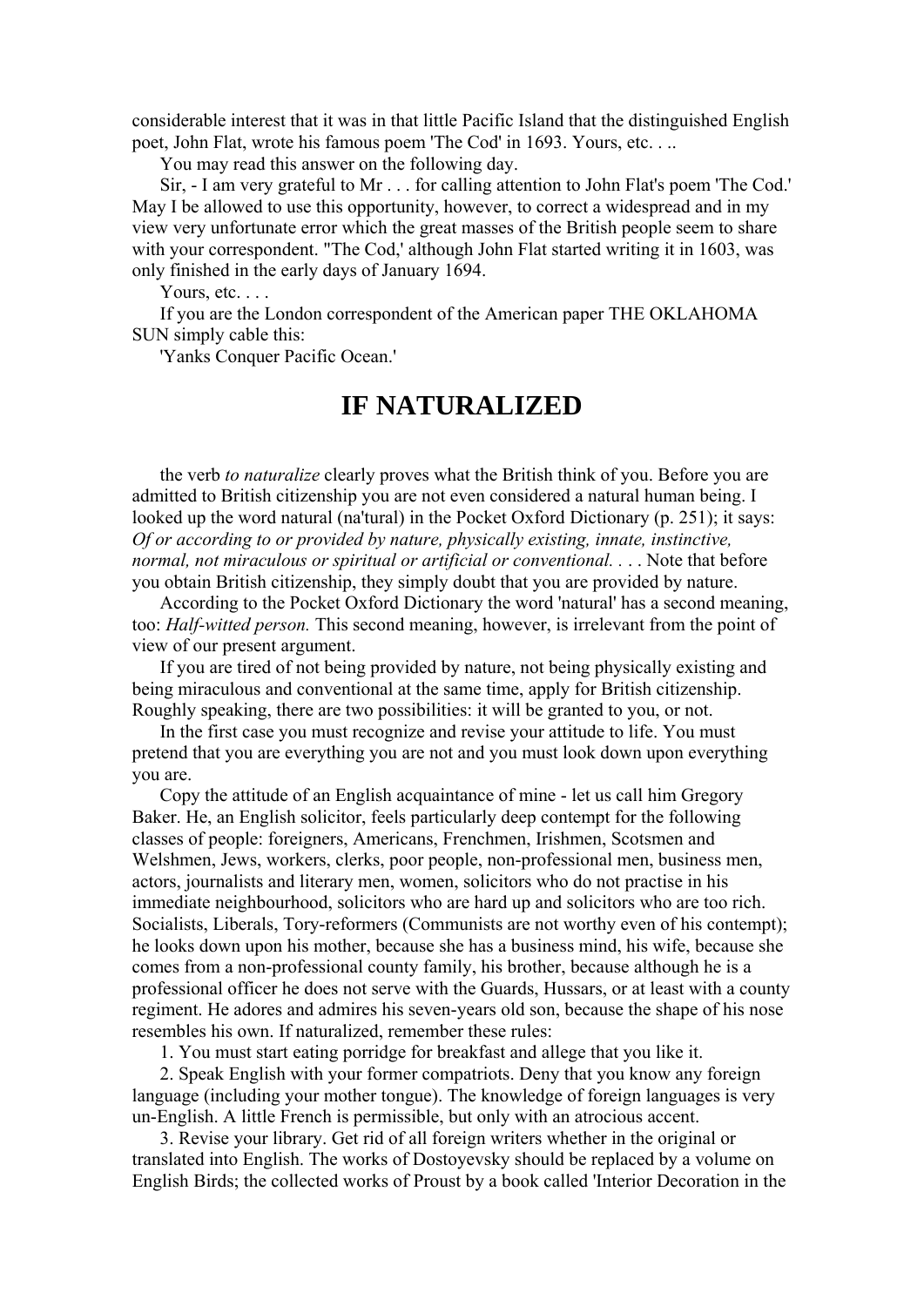considerable interest that it was in that little Pacific Island that the distinguished English poet, John Flat, wrote his famous poem 'The Cod' in 1693. Yours, etc. . ..

You may read this answer on the following day.

Sir, - I am very grateful to Mr . . . for calling attention to John Flat's poem 'The Cod.' May I be allowed to use this opportunity, however, to correct a widespread and in my view very unfortunate error which the great masses of the British people seem to share with your correspondent. "The Cod,' although John Flat started writing it in 1603, was only finished in the early days of January 1694.

Yours, etc. . . .

If you are the London correspondent of the American paper THE OKLAHOMA SUN simply cable this:

'Yanks Conquer Pacific Ocean.'

# IF NATURALIZED

the verb *to naturalize* clearly proves what the British think of you. Before you are admitted to British citizenship you are not even considered a natural human being. I looked up the word natural (na'tural) in the Pocket Oxford Dictionary (p. 251); it says: *Of or according to or provided by nature, physically existing, innate, instinctive, normal, not miraculous or spiritual or artificial or conventional.* . . . Note that before you obtain British citizenship, they simply doubt that you are provided by nature.

According to the Pocket Oxford Dictionary the word 'natural' has a second meaning, too: *Half-witted person.* This second meaning, however, is irrelevant from the point of view of our present argument.

If you are tired of not being provided by nature, not being physically existing and being miraculous and conventional at the same time, apply for British citizenship. Roughly speaking, there are two possibilities: it will be granted to you, or not.

In the first case you must recognize and revise your attitude to life. You must pretend that you are everything you are not and you must look down upon everything you are.

Copy the attitude of an English acquaintance of mine - let us call him Gregory Baker. He, an English solicitor, feels particularly deep contempt for the following classes of people: foreigners, Americans, Frenchmen, Irishmen, Scotsmen and Welshmen, Jews, workers, clerks, poor people, non-professional men, business men, actors, journalists and literary men, women, solicitors who do not practise in his immediate neighbourhood, solicitors who are hard up and solicitors who are too rich. Socialists, Liberals, Tory-reformers (Communists are not worthy even of his contempt); he looks down upon his mother, because she has a business mind, his wife, because she comes from a non-professional county family, his brother, because although he is a professional officer he does not serve with the Guards, Hussars, or at least with a county regiment. He adores and admires his seven-years old son, because the shape of his nose resembles his own. If naturalized, remember these rules:

1. You must start eating porridge for breakfast and allege that you like it.

2. Speak English with your former compatriots. Deny that you know any foreign language (including your mother tongue). The knowledge of foreign languages is very un-English. A little French is permissible, but only with an atrocious accent.

3. Revise your library. Get rid of all foreign writers whether in the original or translated into English. The works of Dostoyevsky should be replaced by a volume on English Birds; the collected works of Proust by a book called 'Interior Decoration in the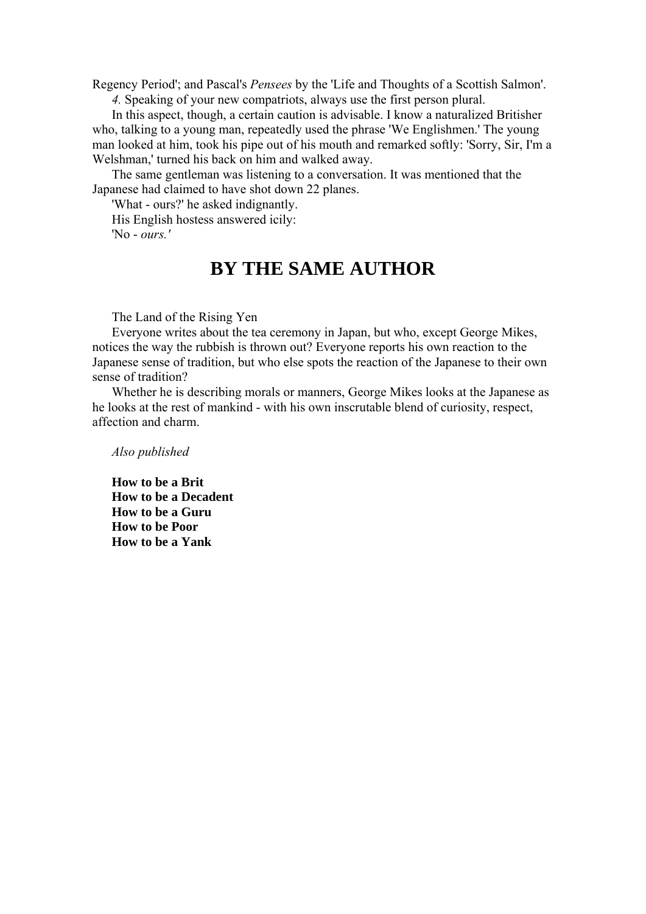Regency Period'; and Pascal's *Pensees* by the 'Life and Thoughts of a Scottish Salmon'.

*4.* Speaking of your new compatriots, always use the first person plural.

In this aspect, though, a certain caution is advisable. I know a naturalized Britisher who, talking to a young man, repeatedly used the phrase 'We Englishmen.' The young man looked at him, took his pipe out of his mouth and remarked softly: 'Sorry, Sir, I'm a Welshman,' turned his back on him and walked away.

The same gentleman was listening to a conversation. It was mentioned that the Japanese had claimed to have shot down 22 planes.

'What - ours?' he asked indignantly.

His English hostess answered icily:

'No - *ours.'*

# BY THE SAME AUTHOR

The Land of the Rising Yen

Everyone writes about the tea ceremony in Japan, but who, except George Mikes, notices the way the rubbish is thrown out? Everyone reports his own reaction to the Japanese sense of tradition, but who else spots the reaction of the Japanese to their own sense of tradition?

Whether he is describing morals or manners, George Mikes looks at the Japanese as he looks at the rest of mankind - with his own inscrutable blend of curiosity, respect, affection and charm.

*Also published*

**How to be a Brit**
**How to be a Decadent**
**How to be a Guru**
**How to be Poor**
**How to be a Yank**